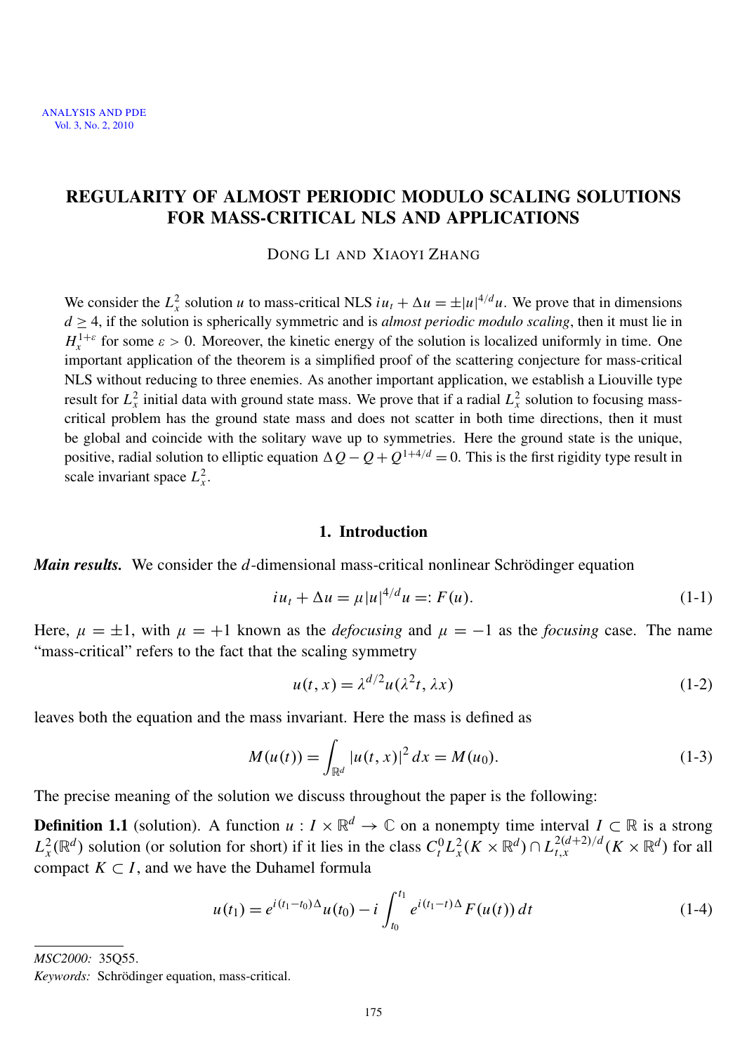# REGULARITY OF ALMOST PERIODIC MODULO SCALING SOLUTIONS FOR MASS-CRITICAL NLS AND APPLICATIONS

DONG LI AND XIAOYI ZHANG

We consider the $L_x^2$ solution $u$ to mass-critical NLS $iu_t + \Delta u = \pm|u|^{4/d}u$. We prove that in dimensions $d \geq 4$, if the solution is spherically symmetric and is *almost periodic modulo scaling*, then it must lie in $H_x^{1+\varepsilon}$ for some $\varepsilon > 0$. Moreover, the kinetic energy of the solution is localized uniformly in time. One important application of the theorem is a simplified proof of the scattering conjecture for mass-critical NLS without reducing to three enemies. As another important application, we establish a Liouville type result for $L_x^2$ initial data with ground state mass. We prove that if a radial $L_x^2$ solution to focusing mass-critical problem has the ground state mass and does not scatter in both time directions, then it must be global and coincide with the solitary wave up to symmetries. Here the ground state is the unique, positive, radial solution to elliptic equation $\Delta Q - Q + Q^{1+4/d} = 0$. This is the first rigidity type result in scale invariant space $L_x^2$.

## 1. Introduction

***Main results.*** We consider the $d$-dimensional mass-critical nonlinear Schrödinger equation

$$iu_t + \Delta u = \mu|u|^{4/d}u =: F(u). \tag{1-1}$$

Here, $\mu = \pm 1$, with $\mu = +1$ known as the *defocusing* and $\mu = -1$ as the *focusing* case. The name "mass-critical" refers to the fact that the scaling symmetry

$$u(t, x) = \lambda^{d/2}u(\lambda^2 t, \lambda x) \tag{1-2}$$

leaves both the equation and the mass invariant. Here the mass is defined as

$$M(u(t)) = \int_{\mathbb{R}^d} |u(t, x)|^2 \, dx = M(u_0). \tag{1-3}$$

The precise meaning of the solution we discuss throughout the paper is the following:

**Definition 1.1** (solution). A function $u : I \times \mathbb{R}^d \to \mathbb{C}$ on a nonempty time interval $I \subset \mathbb{R}$ is a strong $L_x^2(\mathbb{R}^d)$ solution (or solution for short) if it lies in the class $C_t^0 L_x^2(K \times \mathbb{R}^d) \cap L_{t,x}^{2(d+2)/d}(K \times \mathbb{R}^d)$ for all compact $K \subset I$, and we have the Duhamel formula

$$u(t_1) = e^{i(t_1 - t_0)\Delta}u(t_0) - i\int_{t_0}^{t_1} e^{i(t_1 - t)\Delta}F(u(t)) \, dt \tag{1-4}$$

---

*MSC2000:* 35Q55.

*Keywords:* Schrödinger equation, mass-critical.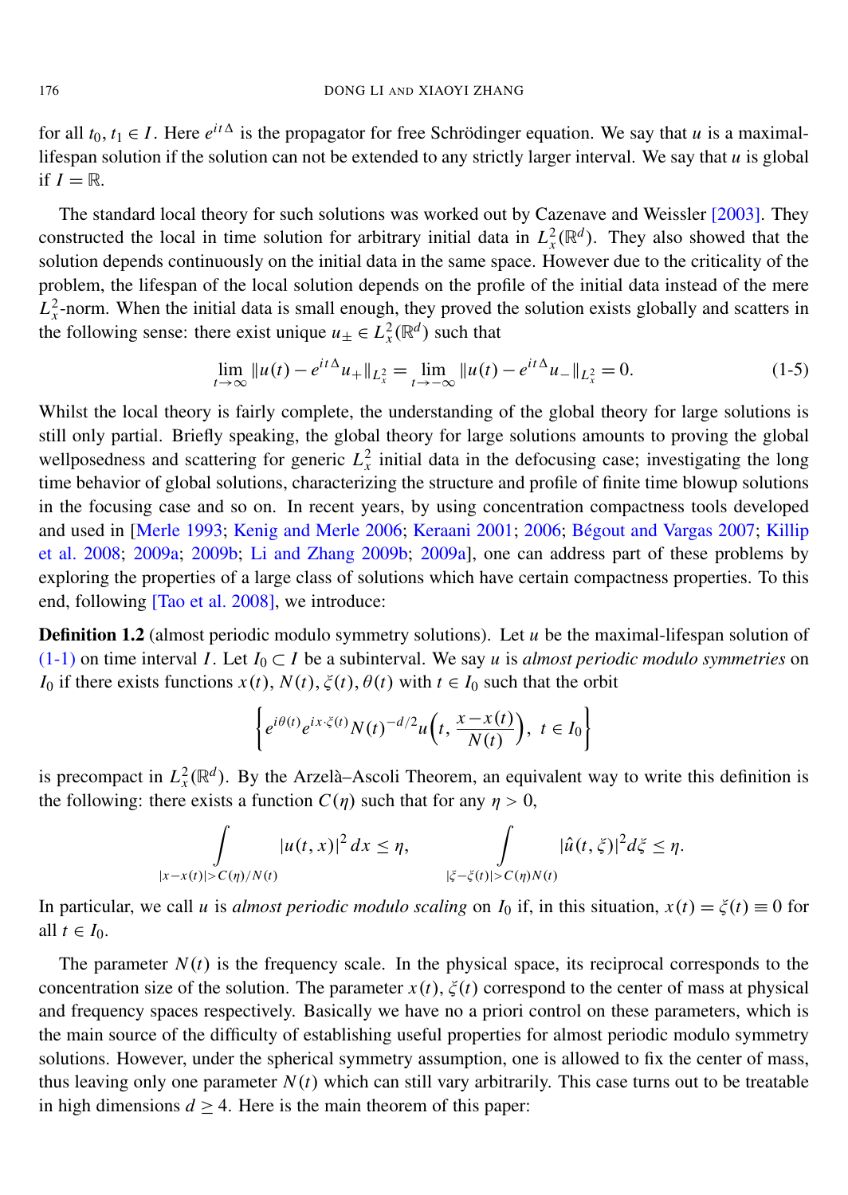for all $t_0, t_1 \in I$. Here $e^{it\Delta}$ is the propagator for free Schrödinger equation. We say that $u$ is a maximal-lifespan solution if the solution can not be extended to any strictly larger interval. We say that $u$ is global if $I = \mathbb{R}$.

The standard local theory for such solutions was worked out by Cazenave and Weissler [2003]. They constructed the local in time solution for arbitrary initial data in $L_x^2(\mathbb{R}^d)$. They also showed that the solution depends continuously on the initial data in the same space. However due to the criticality of the problem, the lifespan of the local solution depends on the profile of the initial data instead of the mere $L_x^2$-norm. When the initial data is small enough, they proved the solution exists globally and scatters in the following sense: there exist unique $u_\pm \in L_x^2(\mathbb{R}^d)$ such that

$$\lim_{t\to\infty} \|u(t) - e^{it\Delta}u_+\|_{L_x^2} = \lim_{t\to-\infty} \|u(t) - e^{it\Delta}u_-\|_{L_x^2} = 0. \tag{1-5}$$

Whilst the local theory is fairly complete, the understanding of the global theory for large solutions is still only partial. Briefly speaking, the global theory for large solutions amounts to proving the global wellposedness and scattering for generic $L_x^2$ initial data in the defocusing case; investigating the long time behavior of global solutions, characterizing the structure and profile of finite time blowup solutions in the focusing case and so on. In recent years, by using concentration compactness tools developed and used in [Merle 1993; Kenig and Merle 2006; Keraani 2001; 2006; Bégout and Vargas 2007; Killip et al. 2008; 2009a; 2009b; Li and Zhang 2009b; 2009a], one can address part of these problems by exploring the properties of a large class of solutions which have certain compactness properties. To this end, following [Tao et al. 2008], we introduce:

**Definition 1.2** (almost periodic modulo symmetry solutions). Let $u$ be the maximal-lifespan solution of (1-1) on time interval $I$. Let $I_0 \subset I$ be a subinterval. We say $u$ is *almost periodic modulo symmetries* on $I_0$ if there exists functions $x(t), N(t), \xi(t), \theta(t)$ with $t \in I_0$ such that the orbit

$$\left\{ e^{i\theta(t)} e^{ix\cdot\xi(t)} N(t)^{-d/2} u\Big(t, \frac{x - x(t)}{N(t)}\Big),\ t \in I_0 \right\}$$

is precompact in $L_x^2(\mathbb{R}^d)$. By the Arzelà–Ascoli Theorem, an equivalent way to write this definition is the following: there exists a function $C(\eta)$ such that for any $\eta > 0$,

$$\int\limits_{|x-x(t)|>C(\eta)/N(t)} |u(t,x)|^2\,dx \le \eta, \qquad \int\limits_{|\xi-\xi(t)|>C(\eta)N(t)} |\hat{u}(t,\xi)|^2 d\xi \le \eta.$$

In particular, we call $u$ is *almost periodic modulo scaling* on $I_0$ if, in this situation, $x(t) = \xi(t) \equiv 0$ for all $t \in I_0$.

The parameter $N(t)$ is the frequency scale. In the physical space, its reciprocal corresponds to the concentration size of the solution. The parameter $x(t)$, $\xi(t)$ correspond to the center of mass at physical and frequency spaces respectively. Basically we have no a priori control on these parameters, which is the main source of the difficulty of establishing useful properties for almost periodic modulo symmetry solutions. However, under the spherical symmetry assumption, one is allowed to fix the center of mass, thus leaving only one parameter $N(t)$ which can still vary arbitrarily. This case turns out to be treatable in high dimensions $d \ge 4$. Here is the main theorem of this paper: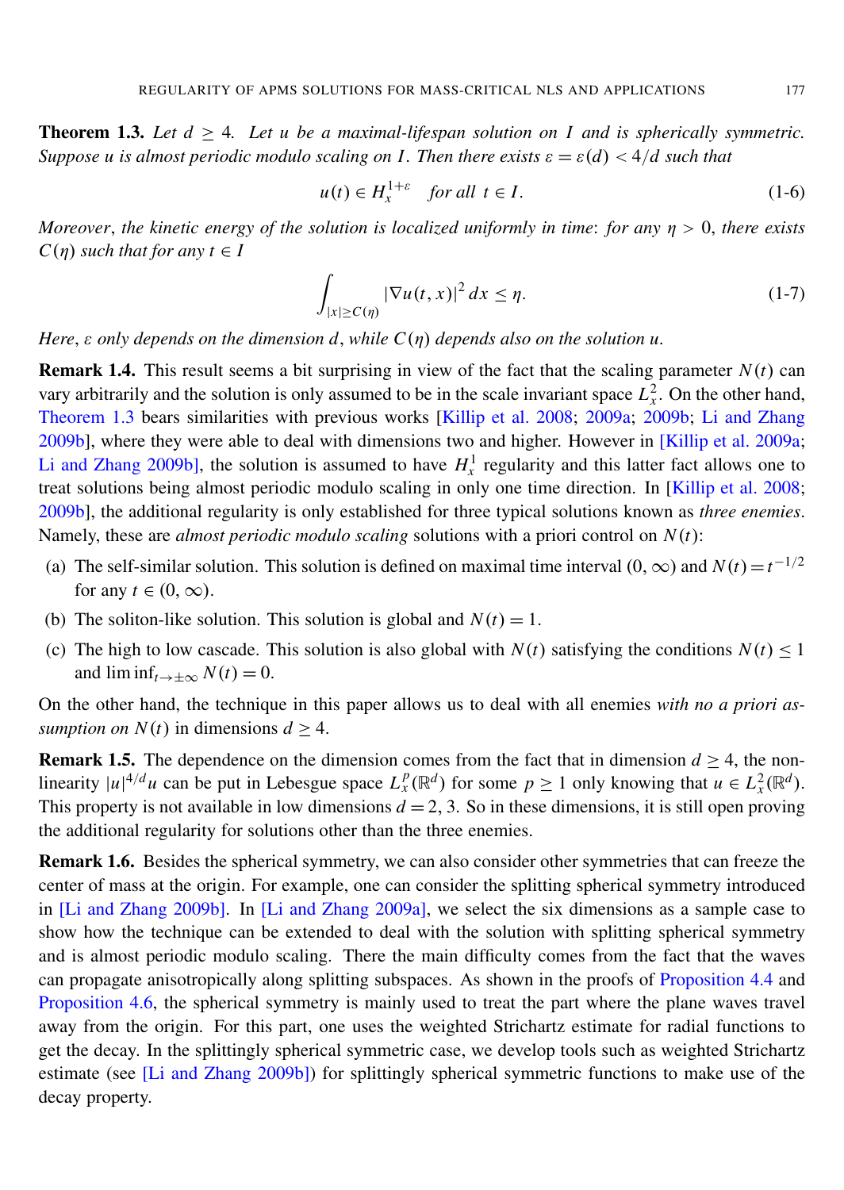**Theorem 1.3.** *Let $d \geq 4$. Let $u$ be a maximal-lifespan solution on $I$ and is spherically symmetric. Suppose $u$ is almost periodic modulo scaling on $I$. Then there exists $\varepsilon = \varepsilon(d) < 4/d$ such that*

$$u(t) \in H_x^{1+\varepsilon} \quad \text{for all } t \in I. \tag{1-6}$$

*Moreover, the kinetic energy of the solution is localized uniformly in time: for any $\eta > 0$, there exists $C(\eta)$ such that for any $t \in I$*

$$\int_{|x| \geq C(\eta)} |\nabla u(t,x)|^2 \, dx \leq \eta. \tag{1-7}$$

*Here, $\varepsilon$ only depends on the dimension $d$, while $C(\eta)$ depends also on the solution $u$.*

**Remark 1.4.** This result seems a bit surprising in view of the fact that the scaling parameter $N(t)$ can vary arbitrarily and the solution is only assumed to be in the scale invariant space $L_x^2$. On the other hand, Theorem 1.3 bears similarities with previous works [Killip et al. 2008; 2009a; 2009b; Li and Zhang 2009b], where they were able to deal with dimensions two and higher. However in [Killip et al. 2009a; Li and Zhang 2009b], the solution is assumed to have $H_x^1$ regularity and this latter fact allows one to treat solutions being almost periodic modulo scaling in only one time direction. In [Killip et al. 2008; 2009b], the additional regularity is only established for three typical solutions known as *three enemies*. Namely, these are *almost periodic modulo scaling* solutions with a priori control on $N(t)$:

(a) The self-similar solution. This solution is defined on maximal time interval $(0, \infty)$ and $N(t) = t^{-1/2}$ for any $t \in (0, \infty)$.

(b) The soliton-like solution. This solution is global and $N(t) = 1$.

(c) The high to low cascade. This solution is also global with $N(t)$ satisfying the conditions $N(t) \leq 1$ and $\liminf_{t \to \pm\infty} N(t) = 0$.

On the other hand, the technique in this paper allows us to deal with all enemies *with no a priori assumption on $N(t)$* in dimensions $d \geq 4$.

**Remark 1.5.** The dependence on the dimension comes from the fact that in dimension $d \geq 4$, the nonlinearity $|u|^{4/d} u$ can be put in Lebesgue space $L_x^p(\mathbb{R}^d)$ for some $p \geq 1$ only knowing that $u \in L_x^2(\mathbb{R}^d)$. This property is not available in low dimensions $d = 2, 3$. So in these dimensions, it is still open proving the additional regularity for solutions other than the three enemies.

**Remark 1.6.** Besides the spherical symmetry, we can also consider other symmetries that can freeze the center of mass at the origin. For example, one can consider the splitting spherical symmetry introduced in [Li and Zhang 2009b]. In [Li and Zhang 2009a], we select the six dimensions as a sample case to show how the technique can be extended to deal with the solution with splitting spherical symmetry and is almost periodic modulo scaling. There the main difficulty comes from the fact that the waves can propagate anisotropically along splitting subspaces. As shown in the proofs of Proposition 4.4 and Proposition 4.6, the spherical symmetry is mainly used to treat the part where the plane waves travel away from the origin. For this part, one uses the weighted Strichartz estimate for radial functions to get the decay. In the splittingly spherical symmetric case, we develop tools such as weighted Strichartz estimate (see [Li and Zhang 2009b]) for splittingly spherical symmetric functions to make use of the decay property.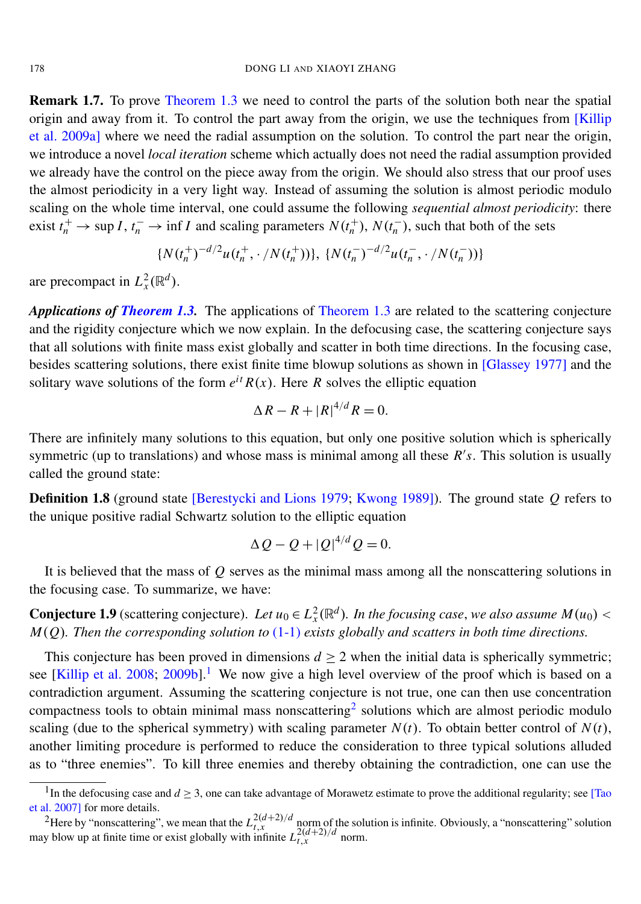**Remark 1.7.** To prove Theorem 1.3 we need to control the parts of the solution both near the spatial origin and away from it. To control the part away from the origin, we use the techniques from [Killip et al. 2009a] where we need the radial assumption on the solution. To control the part near the origin, we introduce a novel *local iteration* scheme which actually does not need the radial assumption provided we already have the control on the piece away from the origin. We should also stress that our proof uses the almost periodicity in a very light way. Instead of assuming the solution is almost periodic modulo scaling on the whole time interval, one could assume the following *sequential almost periodicity*: there exist $t_n^+ \to \sup I$, $t_n^- \to \inf I$ and scaling parameters $N(t_n^+)$, $N(t_n^-)$, such that both of the sets

$$\{N(t_n^+)^{-d/2} u(t_n^+, \cdot / N(t_n^+))\},\ \{N(t_n^-)^{-d/2} u(t_n^-, \cdot / N(t_n^-))\}$$

are precompact in $L_x^2(\mathbb{R}^d)$.

***Applications of Theorem 1.3.*** The applications of Theorem 1.3 are related to the scattering conjecture and the rigidity conjecture which we now explain. In the defocusing case, the scattering conjecture says that all solutions with finite mass exist globally and scatter in both time directions. In the focusing case, besides scattering solutions, there exist finite time blowup solutions as shown in [Glassey 1977] and the solitary wave solutions of the form $e^{it} R(x)$. Here $R$ solves the elliptic equation

$$\Delta R - R + |R|^{4/d} R = 0.$$

There are infinitely many solutions to this equation, but only one positive solution which is spherically symmetric (up to translations) and whose mass is minimal among all these $R's$. This solution is usually called the ground state:

**Definition 1.8** (ground state [Berestycki and Lions 1979; Kwong 1989]). The ground state $Q$ refers to the unique positive radial Schwartz solution to the elliptic equation

$$\Delta Q - Q + |Q|^{4/d} Q = 0.$$

It is believed that the mass of $Q$ serves as the minimal mass among all the nonscattering solutions in the focusing case. To summarize, we have:

**Conjecture 1.9** (scattering conjecture). *Let $u_0 \in L_x^2(\mathbb{R}^d)$. In the focusing case, we also assume $M(u_0) < M(Q)$. Then the corresponding solution to (1-1) exists globally and scatters in both time directions.*

This conjecture has been proved in dimensions $d \geq 2$ when the initial data is spherically symmetric; see [Killip et al. 2008; 2009b].[1] We now give a high level overview of the proof which is based on a contradiction argument. Assuming the scattering conjecture is not true, one can then use concentration compactness tools to obtain minimal mass nonscattering[2] solutions which are almost periodic modulo scaling (due to the spherical symmetry) with scaling parameter $N(t)$. To obtain better control of $N(t)$, another limiting procedure is performed to reduce the consideration to three typical solutions alluded as to "three enemies". To kill three enemies and thereby obtaining the contradiction, one can use the

---

[1] In the defocusing case and $d \geq 3$, one can take advantage of Morawetz estimate to prove the additional regularity; see [Tao et al. 2007] for more details.

[2] Here by "nonscattering", we mean that the $L_{t,x}^{2(d+2)/d}$ norm of the solution is infinite. Obviously, a "nonscattering" solution may blow up at finite time or exist globally with infinite $L_{t,x}^{2(d+2)/d}$ norm.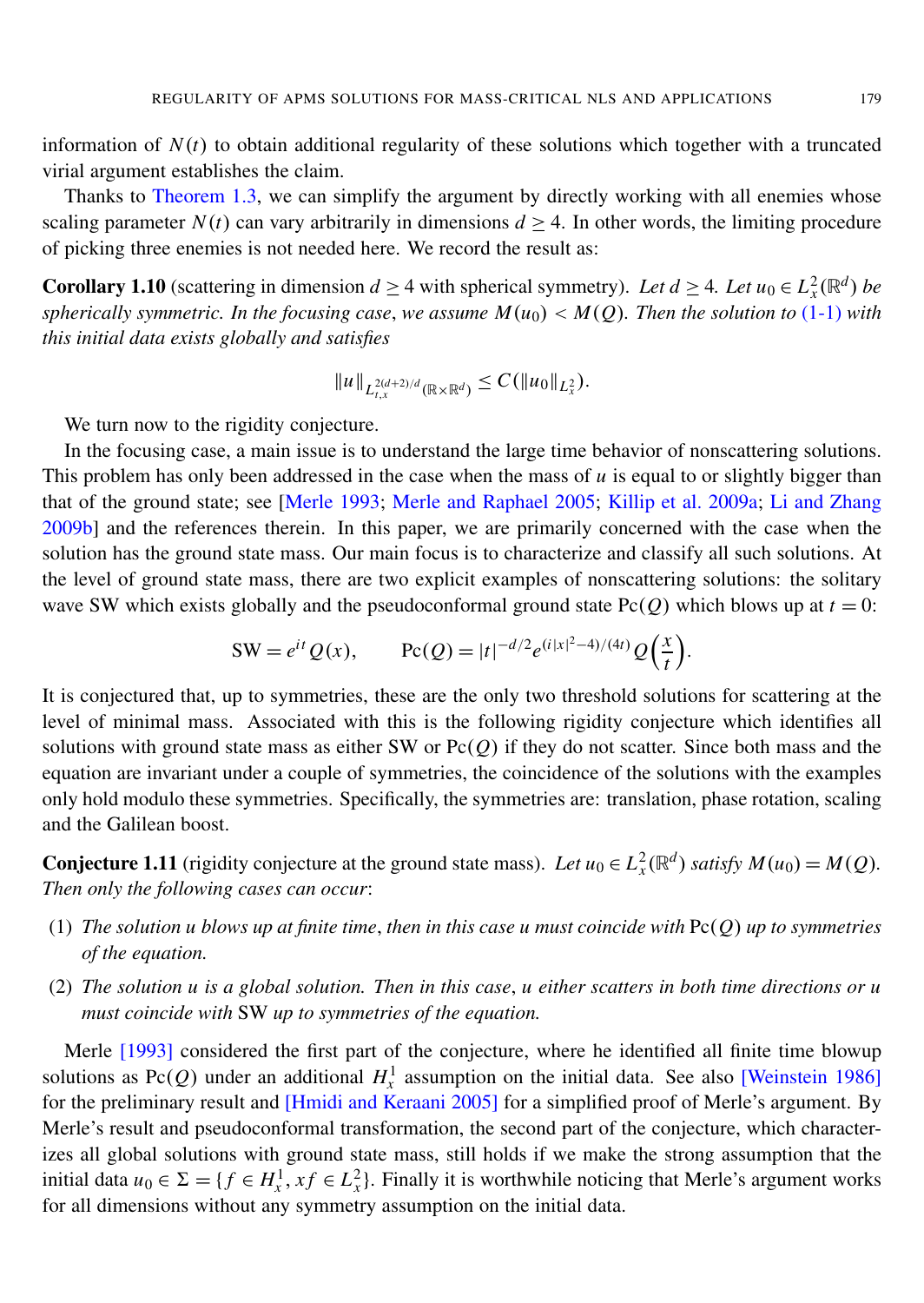information of $N(t)$ to obtain additional regularity of these solutions which together with a truncated virial argument establishes the claim.

Thanks to Theorem 1.3, we can simplify the argument by directly working with all enemies whose scaling parameter $N(t)$ can vary arbitrarily in dimensions $d \geq 4$. In other words, the limiting procedure of picking three enemies is not needed here. We record the result as:

**Corollary 1.10** (scattering in dimension $d \geq 4$ with spherical symmetry). *Let $d \geq 4$. Let $u_0 \in L_x^2(\mathbb{R}^d)$ be spherically symmetric. In the focusing case, we assume $M(u_0) < M(Q)$. Then the solution to (1-1) with this initial data exists globally and satisfies*

$$\|u\|_{L_{t,x}^{2(d+2)/d}(\mathbb{R}\times\mathbb{R}^d)} \leq C(\|u_0\|_{L_x^2}).$$

We turn now to the rigidity conjecture.

In the focusing case, a main issue is to understand the large time behavior of nonscattering solutions. This problem has only been addressed in the case when the mass of $u$ is equal to or slightly bigger than that of the ground state; see [Merle 1993; Merle and Raphael 2005; Killip et al. 2009a; Li and Zhang 2009b] and the references therein. In this paper, we are primarily concerned with the case when the solution has the ground state mass. Our main focus is to characterize and classify all such solutions. At the level of ground state mass, there are two explicit examples of nonscattering solutions: the solitary wave SW which exists globally and the pseudoconformal ground state $\mathrm{Pc}(Q)$ which blows up at $t = 0$:

$$\mathrm{SW} = e^{it} Q(x), \qquad \mathrm{Pc}(Q) = |t|^{-d/2} e^{(i|x|^2-4)/(4t)} Q\Big(\frac{x}{t}\Big).$$

It is conjectured that, up to symmetries, these are the only two threshold solutions for scattering at the level of minimal mass. Associated with this is the following rigidity conjecture which identifies all solutions with ground state mass as either SW or $\mathrm{Pc}(Q)$ if they do not scatter. Since both mass and the equation are invariant under a couple of symmetries, the coincidence of the solutions with the examples only hold modulo these symmetries. Specifically, the symmetries are: translation, phase rotation, scaling and the Galilean boost.

**Conjecture 1.11** (rigidity conjecture at the ground state mass). *Let $u_0 \in L_x^2(\mathbb{R}^d)$ satisfy $M(u_0) = M(Q)$. Then only the following cases can occur*:

1. *The solution $u$ blows up at finite time, then in this case $u$ must coincide with $\mathrm{Pc}(Q)$ up to symmetries of the equation.*
2. *The solution $u$ is a global solution. Then in this case, $u$ either scatters in both time directions or $u$ must coincide with SW up to symmetries of the equation.*

Merle [1993] considered the first part of the conjecture, where he identified all finite time blowup solutions as $\mathrm{Pc}(Q)$ under an additional $H_x^1$ assumption on the initial data. See also [Weinstein 1986] for the preliminary result and [Hmidi and Keraani 2005] for a simplified proof of Merle's argument. By Merle's result and pseudoconformal transformation, the second part of the conjecture, which characterizes all global solutions with ground state mass, still holds if we make the strong assumption that the initial data $u_0 \in \Sigma = \{f \in H_x^1, xf \in L_x^2\}$. Finally it is worthwhile noticing that Merle's argument works for all dimensions without any symmetry assumption on the initial data.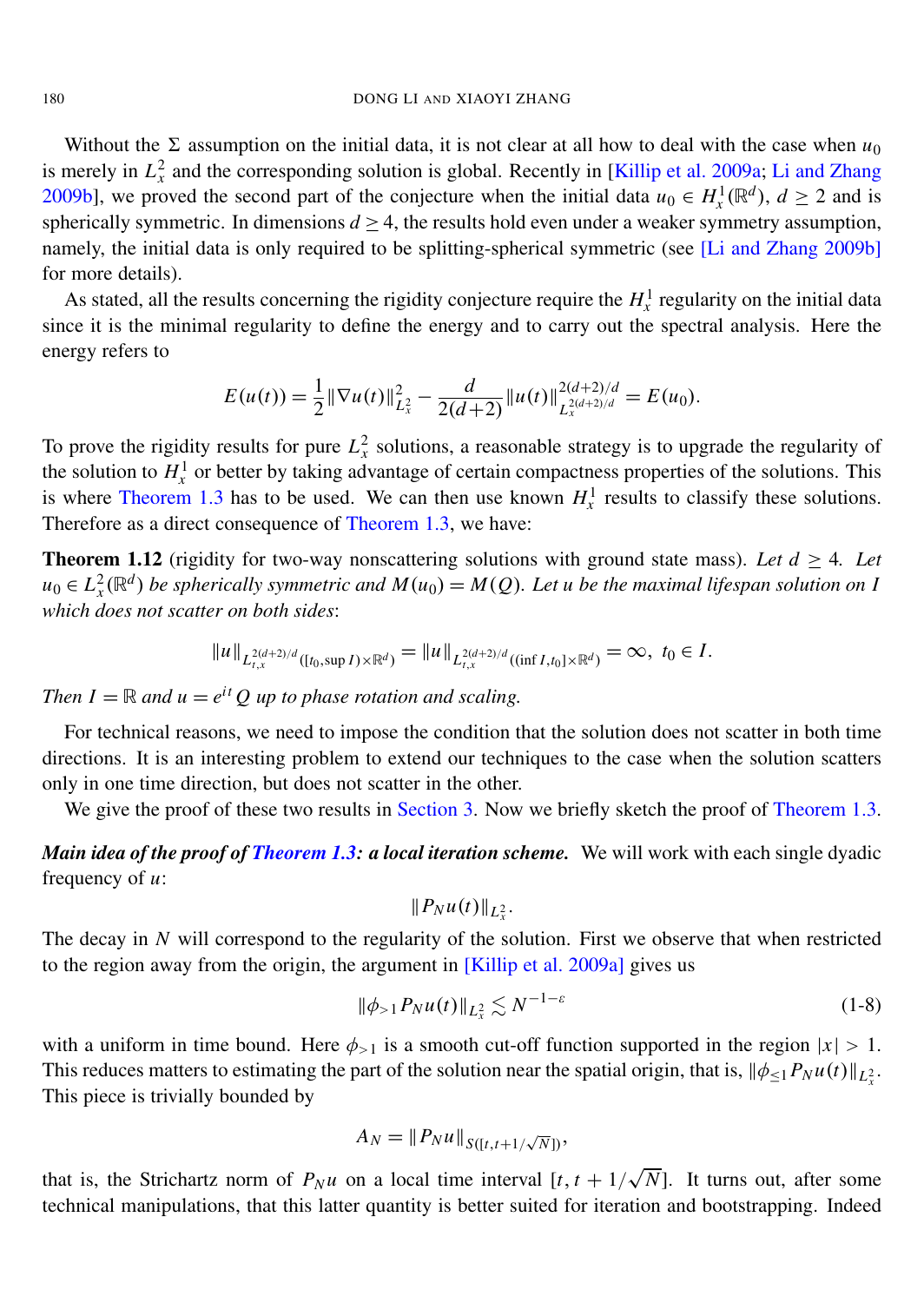Without the $\Sigma$ assumption on the initial data, it is not clear at all how to deal with the case when $u_0$ is merely in $L_x^2$ and the corresponding solution is global. Recently in [Killip et al. 2009a; Li and Zhang 2009b], we proved the second part of the conjecture when the initial data $u_0 \in H_x^1(\mathbb{R}^d)$, $d \geq 2$ and is spherically symmetric. In dimensions $d \geq 4$, the results hold even under a weaker symmetry assumption, namely, the initial data is only required to be splitting-spherical symmetric (see [Li and Zhang 2009b] for more details).

As stated, all the results concerning the rigidity conjecture require the $H_x^1$ regularity on the initial data since it is the minimal regularity to define the energy and to carry out the spectral analysis. Here the energy refers to

$$E(u(t)) = \frac{1}{2}\|\nabla u(t)\|_{L_x^2}^2 - \frac{d}{2(d+2)}\|u(t)\|_{L_x^{2(d+2)/d}}^{2(d+2)/d} = E(u_0).$$

To prove the rigidity results for pure $L_x^2$ solutions, a reasonable strategy is to upgrade the regularity of the solution to $H_x^1$ or better by taking advantage of certain compactness properties of the solutions. This is where Theorem 1.3 has to be used. We can then use known $H_x^1$ results to classify these solutions. Therefore as a direct consequence of Theorem 1.3, we have:

**Theorem 1.12** (rigidity for two-way nonscattering solutions with ground state mass). *Let $d \geq 4$. Let $u_0 \in L_x^2(\mathbb{R}^d)$ be spherically symmetric and $M(u_0) = M(Q)$. Let $u$ be the maximal lifespan solution on $I$ which does not scatter on both sides*:

$$\|u\|_{L_{t,x}^{2(d+2)/d}([t_0,\sup I)\times\mathbb{R}^d)} = \|u\|_{L_{t,x}^{2(d+2)/d}((\inf I,t_0]\times\mathbb{R}^d)} = \infty, \; t_0 \in I.$$

*Then $I = \mathbb{R}$ and $u = e^{it}Q$ up to phase rotation and scaling.*

For technical reasons, we need to impose the condition that the solution does not scatter in both time directions. It is an interesting problem to extend our techniques to the case when the solution scatters only in one time direction, but does not scatter in the other.

We give the proof of these two results in Section 3. Now we briefly sketch the proof of Theorem 1.3.

***Main idea of the proof of Theorem 1.3: a local iteration scheme.*** We will work with each single dyadic frequency of $u$:

$$\|P_N u(t)\|_{L_x^2}.$$

The decay in $N$ will correspond to the regularity of the solution. First we observe that when restricted to the region away from the origin, the argument in [Killip et al. 2009a] gives us

$$\|\phi_{>1} P_N u(t)\|_{L_x^2} \lesssim N^{-1-\varepsilon} \tag{1-8}$$

with a uniform in time bound. Here $\phi_{>1}$ is a smooth cut-off function supported in the region $|x| > 1$. This reduces matters to estimating the part of the solution near the spatial origin, that is, $\|\phi_{\leq 1} P_N u(t)\|_{L_x^2}$. This piece is trivially bounded by

$$A_N = \|P_N u\|_{S([t,t+1/\sqrt{N}])},$$

that is, the Strichartz norm of $P_N u$ on a local time interval $[t, t + 1/\sqrt{N}]$. It turns out, after some technical manipulations, that this latter quantity is better suited for iteration and bootstrapping. Indeed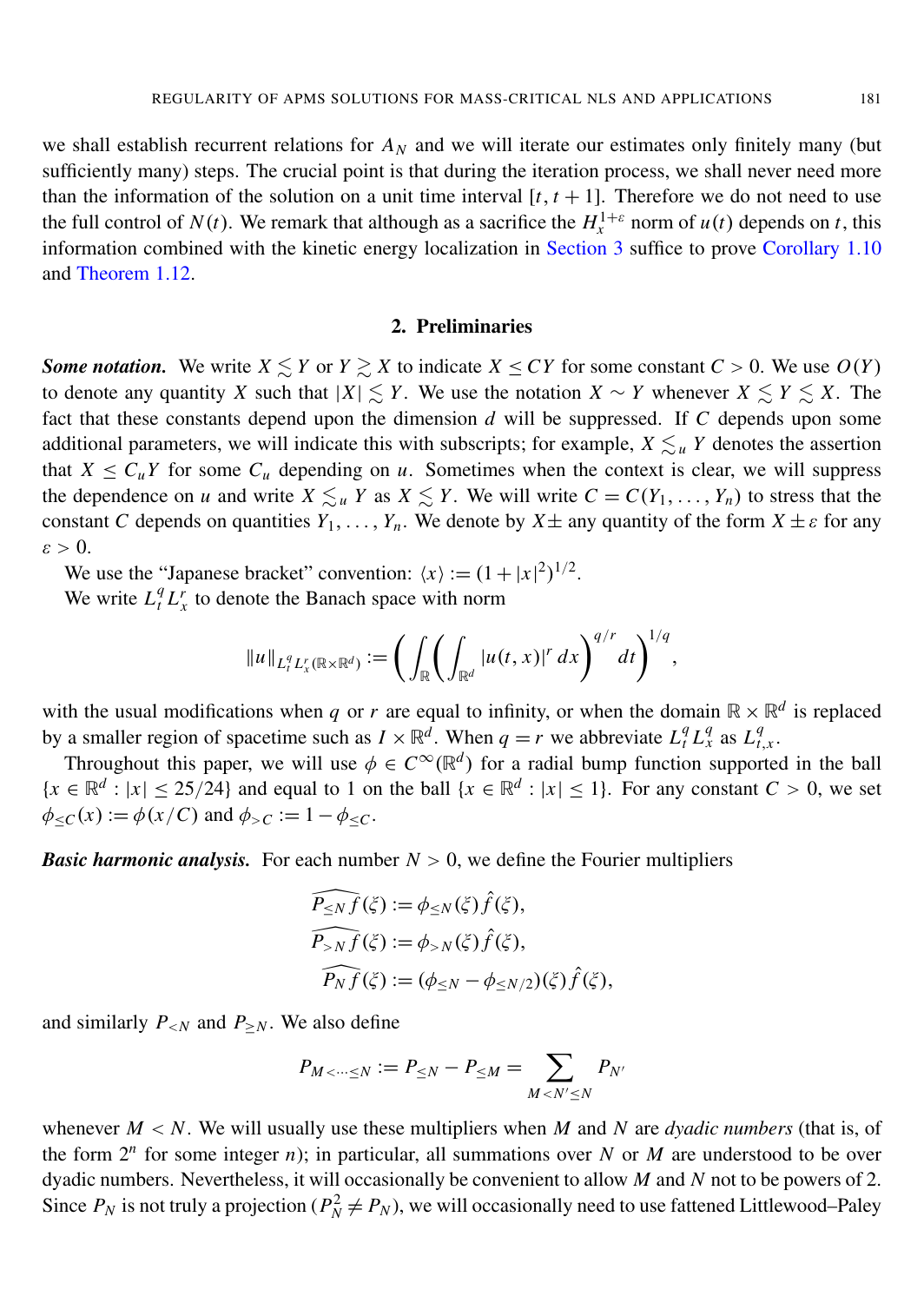we shall establish recurrent relations for $A_N$ and we will iterate our estimates only finitely many (but sufficiently many) steps. The crucial point is that during the iteration process, we shall never need more than the information of the solution on a unit time interval $[t, t+1]$. Therefore we do not need to use the full control of $N(t)$. We remark that although as a sacrifice the $H_x^{1+\varepsilon}$ norm of $u(t)$ depends on $t$, this information combined with the kinetic energy localization in Section 3 suffice to prove Corollary 1.10 and Theorem 1.12.

## 2. Preliminaries

***Some notation.*** We write $X \lesssim Y$ or $Y \gtrsim X$ to indicate $X \le CY$ for some constant $C > 0$. We use $O(Y)$ to denote any quantity $X$ such that $|X| \lesssim Y$. We use the notation $X \sim Y$ whenever $X \lesssim Y \lesssim X$. The fact that these constants depend upon the dimension $d$ will be suppressed. If $C$ depends upon some additional parameters, we will indicate this with subscripts; for example, $X \lesssim_u Y$ denotes the assertion that $X \le C_u Y$ for some $C_u$ depending on $u$. Sometimes when the context is clear, we will suppress the dependence on $u$ and write $X \lesssim_u Y$ as $X \lesssim Y$. We will write $C = C(Y_1, \dots, Y_n)$ to stress that the constant $C$ depends on quantities $Y_1, \dots, Y_n$. We denote by $X\pm$ any quantity of the form $X \pm \varepsilon$ for any $\varepsilon > 0$.

We use the "Japanese bracket" convention: $\langle x\rangle := (1+|x|^2)^{1/2}$.

We write $L_t^q L_x^r$ to denote the Banach space with norm

$$\|u\|_{L_t^q L_x^r(\mathbb{R}\times\mathbb{R}^d)} := \left(\int_{\mathbb{R}}\left(\int_{\mathbb{R}^d} |u(t,x)|^r\,dx\right)^{q/r} dt\right)^{1/q},$$

with the usual modifications when $q$ or $r$ are equal to infinity, or when the domain $\mathbb{R}\times\mathbb{R}^d$ is replaced by a smaller region of spacetime such as $I\times\mathbb{R}^d$. When $q = r$ we abbreviate $L_t^q L_x^q$ as $L_{t,x}^q$.

Throughout this paper, we will use $\phi \in C^\infty(\mathbb{R}^d)$ for a radial bump function supported in the ball $\{x \in \mathbb{R}^d : |x| \le 25/24\}$ and equal to 1 on the ball $\{x \in \mathbb{R}^d : |x| \le 1\}$. For any constant $C > 0$, we set $\phi_{\le C}(x) := \phi(x/C)$ and $\phi_{>C} := 1 - \phi_{\le C}$.

***Basic harmonic analysis.*** For each number $N > 0$, we define the Fourier multipliers

$$\widehat{P_{\le N} f}(\xi) := \phi_{\le N}(\xi)\hat{f}(\xi),$$
$$\widehat{P_{> N} f}(\xi) := \phi_{> N}(\xi)\hat{f}(\xi),$$
$$\widehat{P_{N} f}(\xi) := (\phi_{\le N} - \phi_{\le N/2})(\xi)\hat{f}(\xi),$$

and similarly $P_{<N}$ and $P_{\ge N}$. We also define

$$P_{M<\cdots\le N} := P_{\le N} - P_{\le M} = \sum_{M<N'\le N} P_{N'}$$

whenever $M < N$. We will usually use these multipliers when $M$ and $N$ are *dyadic numbers* (that is, of the form $2^n$ for some integer $n$); in particular, all summations over $N$ or $M$ are understood to be over dyadic numbers. Nevertheless, it will occasionally be convenient to allow $M$ and $N$ not to be powers of 2. Since $P_N$ is not truly a projection ($P_N^2 \ne P_N$), we will occasionally need to use fattened Littlewood–Paley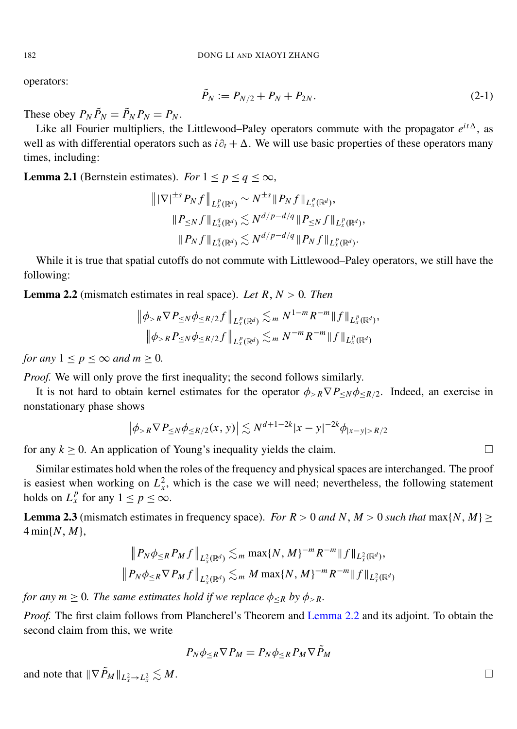operators:

$$\tilde{P}_N := P_{N/2} + P_N + P_{2N}. \tag{2-1}$$

These obey $P_N \tilde{P}_N = \tilde{P}_N P_N = P_N$.

Like all Fourier multipliers, the Littlewood–Paley operators commute with the propagator $e^{it\Delta}$, as well as with differential operators such as $i\partial_t + \Delta$. We will use basic properties of these operators many times, including:

**Lemma 2.1** (Bernstein estimates). *For* $1 \le p \le q \le \infty$,

$$\begin{aligned}
\big\| |\nabla|^{\pm s} P_N f \big\|_{L_x^p(\mathbb{R}^d)} &\sim N^{\pm s} \|P_N f\|_{L_x^p(\mathbb{R}^d)}, \\
\|P_{\le N} f\|_{L_x^q(\mathbb{R}^d)} &\lesssim N^{d/p - d/q} \|P_{\le N} f\|_{L_x^p(\mathbb{R}^d)}, \\
\|P_N f\|_{L_x^q(\mathbb{R}^d)} &\lesssim N^{d/p - d/q} \|P_N f\|_{L_x^p(\mathbb{R}^d)}.
\end{aligned}$$

While it is true that spatial cutoffs do not commute with Littlewood–Paley operators, we still have the following:

**Lemma 2.2** (mismatch estimates in real space). *Let* $R, N > 0$. *Then*

$$\begin{aligned}
\big\| \phi_{>R} \nabla P_{\le N} \phi_{\le R/2} f \big\|_{L_x^p(\mathbb{R}^d)} &\lesssim_m N^{1-m} R^{-m} \|f\|_{L_x^p(\mathbb{R}^d)}, \\
\big\| \phi_{>R} P_{\le N} \phi_{\le R/2} f \big\|_{L_x^p(\mathbb{R}^d)} &\lesssim_m N^{-m} R^{-m} \|f\|_{L_x^p(\mathbb{R}^d)}
\end{aligned}$$

*for any* $1 \le p \le \infty$ *and* $m \ge 0$.

*Proof.* We will only prove the first inequality; the second follows similarly.

It is not hard to obtain kernel estimates for the operator $\phi_{>R} \nabla P_{\le N} \phi_{\le R/2}$. Indeed, an exercise in nonstationary phase shows

$$\big| \phi_{>R} \nabla P_{\le N} \phi_{\le R/2}(x, y) \big| \lesssim N^{d+1-2k} |x-y|^{-2k} \phi_{|x-y|>R/2}$$

for any $k \ge 0$. An application of Young's inequality yields the claim. □

Similar estimates hold when the roles of the frequency and physical spaces are interchanged. The proof is easiest when working on $L_x^2$, which is the case we will need; nevertheless, the following statement holds on $L_x^p$ for any $1 \le p \le \infty$.

**Lemma 2.3** (mismatch estimates in frequency space). *For* $R > 0$ *and* $N, M > 0$ *such that* $\max\{N, M\} \ge 4 \min\{N, M\}$,

$$\begin{aligned}
\big\| P_N \phi_{\le R} P_M f \big\|_{L_x^2(\mathbb{R}^d)} &\lesssim_m \max\{N, M\}^{-m} R^{-m} \|f\|_{L_x^2(\mathbb{R}^d)}, \\
\big\| P_N \phi_{\le R} \nabla P_M f \big\|_{L_x^2(\mathbb{R}^d)} &\lesssim_m M \max\{N, M\}^{-m} R^{-m} \|f\|_{L_x^2(\mathbb{R}^d)}
\end{aligned}$$

*for any* $m \ge 0$. *The same estimates hold if we replace* $\phi_{\le R}$ *by* $\phi_{>R}$.

*Proof.* The first claim follows from Plancherel's Theorem and Lemma 2.2 and its adjoint. To obtain the second claim from this, we write

$$P_N \phi_{\le R} \nabla P_M = P_N \phi_{\le R} P_M \nabla \tilde{P}_M$$

and note that $\|\nabla \tilde{P}_M\|_{L_x^2 \to L_x^2} \lesssim M$. □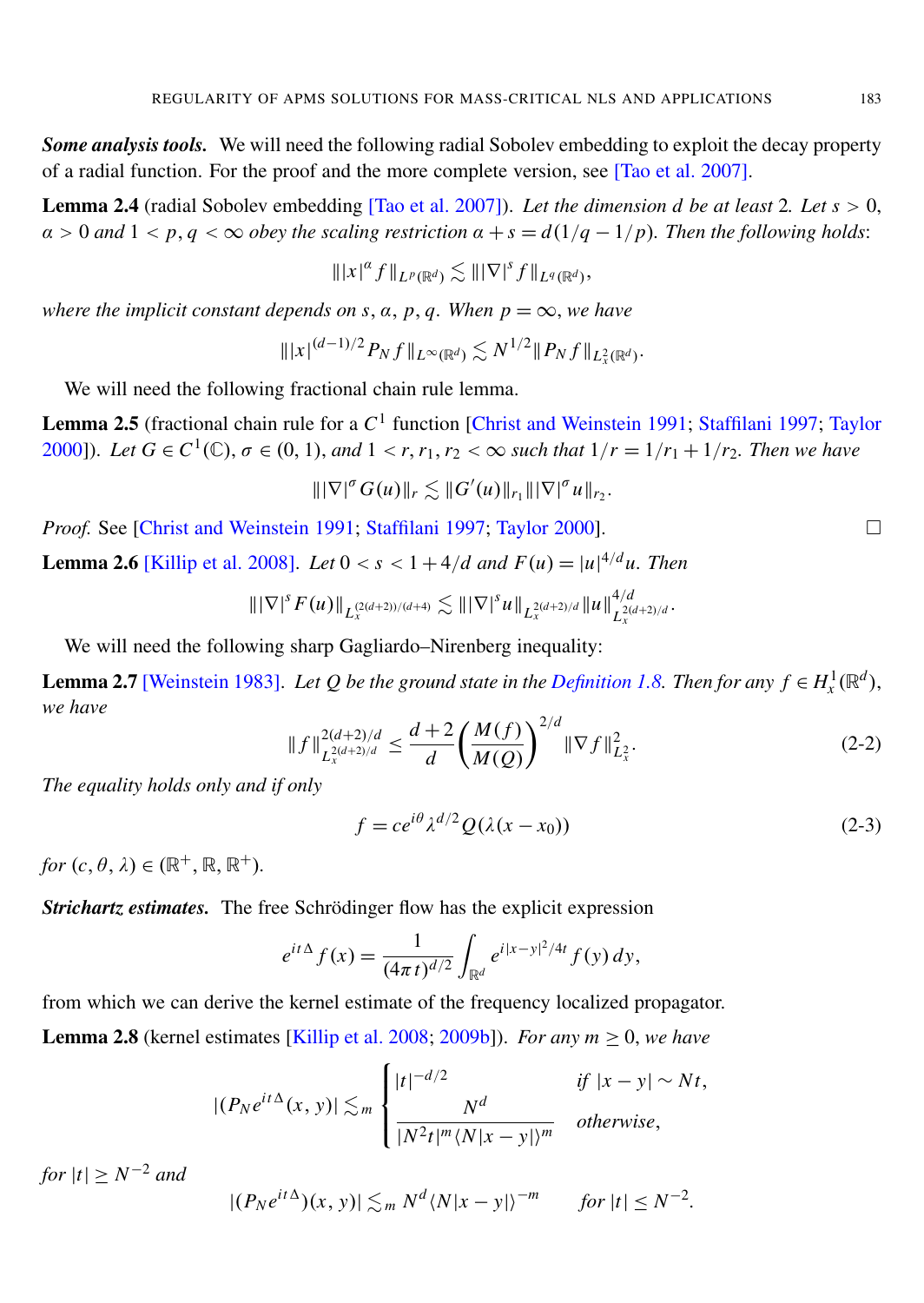***Some analysis tools.*** We will need the following radial Sobolev embedding to exploit the decay property of a radial function. For the proof and the more complete version, see [Tao et al. 2007].

**Lemma 2.4** (radial Sobolev embedding [Tao et al. 2007]). *Let the dimension $d$ be at least 2. Let $s > 0$, $\alpha > 0$ and $1 < p, q < \infty$ obey the scaling restriction $\alpha + s = d(1/q - 1/p)$. Then the following holds*:

$$\||x|^{\alpha} f\|_{L^p(\mathbb{R}^d)} \lesssim \||\nabla|^s f\|_{L^q(\mathbb{R}^d)},$$

*where the implicit constant depends on $s$, $\alpha$, $p$, $q$. When $p = \infty$, we have*

$$\||x|^{(d-1)/2} P_N f\|_{L^\infty(\mathbb{R}^d)} \lesssim N^{1/2} \|P_N f\|_{L^2_x(\mathbb{R}^d)}.$$

We will need the following fractional chain rule lemma.

**Lemma 2.5** (fractional chain rule for a $C^1$ function [Christ and Weinstein 1991; Staffilani 1997; Taylor 2000]). *Let $G \in C^1(\mathbb{C})$, $\sigma \in (0, 1)$, and $1 < r, r_1, r_2 < \infty$ such that $1/r = 1/r_1 + 1/r_2$. Then we have*

$$\||\nabla|^{\sigma} G(u)\|_r \lesssim \|G'(u)\|_{r_1} \||\nabla|^{\sigma} u\|_{r_2}.$$

*Proof.* See [Christ and Weinstein 1991; Staffilani 1997; Taylor 2000]. □

**Lemma 2.6** [Killip et al. 2008]. *Let $0 < s < 1 + 4/d$ and $F(u) = |u|^{4/d} u$. Then*

$$\||\nabla|^s F(u)\|_{L_x^{(2(d+2))/(d+4)}} \lesssim \||\nabla|^s u\|_{L_x^{2(d+2)/d}} \|u\|^{4/d}_{L_x^{2(d+2)/d}}.$$

We will need the following sharp Gagliardo–Nirenberg inequality:

**Lemma 2.7** [Weinstein 1983]. *Let $Q$ be the ground state in the Definition 1.8. Then for any $f \in H^1_x(\mathbb{R}^d)$, we have*

$$\|f\|^{2(d+2)/d}_{L_x^{2(d+2)/d}} \leq \frac{d+2}{d} \left( \frac{M(f)}{M(Q)} \right)^{2/d} \|\nabla f\|^2_{L^2_x}. \tag{2-2}$$

*The equality holds only and if only*

$$f = c e^{i\theta} \lambda^{d/2} Q(\lambda(x - x_0)) \tag{2-3}$$

*for $(c, \theta, \lambda) \in (\mathbb{R}^+, \mathbb{R}, \mathbb{R}^+)$.*

***Strichartz estimates.*** The free Schrödinger flow has the explicit expression

$$e^{it\Delta} f(x) = \frac{1}{(4\pi t)^{d/2}} \int_{\mathbb{R}^d} e^{i|x-y|^2/4t} f(y)\, dy,$$

from which we can derive the kernel estimate of the frequency localized propagator.

**Lemma 2.8** (kernel estimates [Killip et al. 2008; 2009b]). *For any $m \geq 0$, we have*

$$|(P_N e^{it\Delta}(x, y)| \lesssim_m \begin{cases} |t|^{-d/2} & \text{if } |x - y| \sim Nt, \\ \dfrac{N^d}{|N^2 t|^m \langle N|x - y|\rangle^m} & \text{otherwise}, \end{cases}$$

*for $|t| \geq N^{-2}$ and*

$$|(P_N e^{it\Delta})(x, y)| \lesssim_m N^d \langle N|x - y|\rangle^{-m} \qquad \text{for } |t| \leq N^{-2}.$$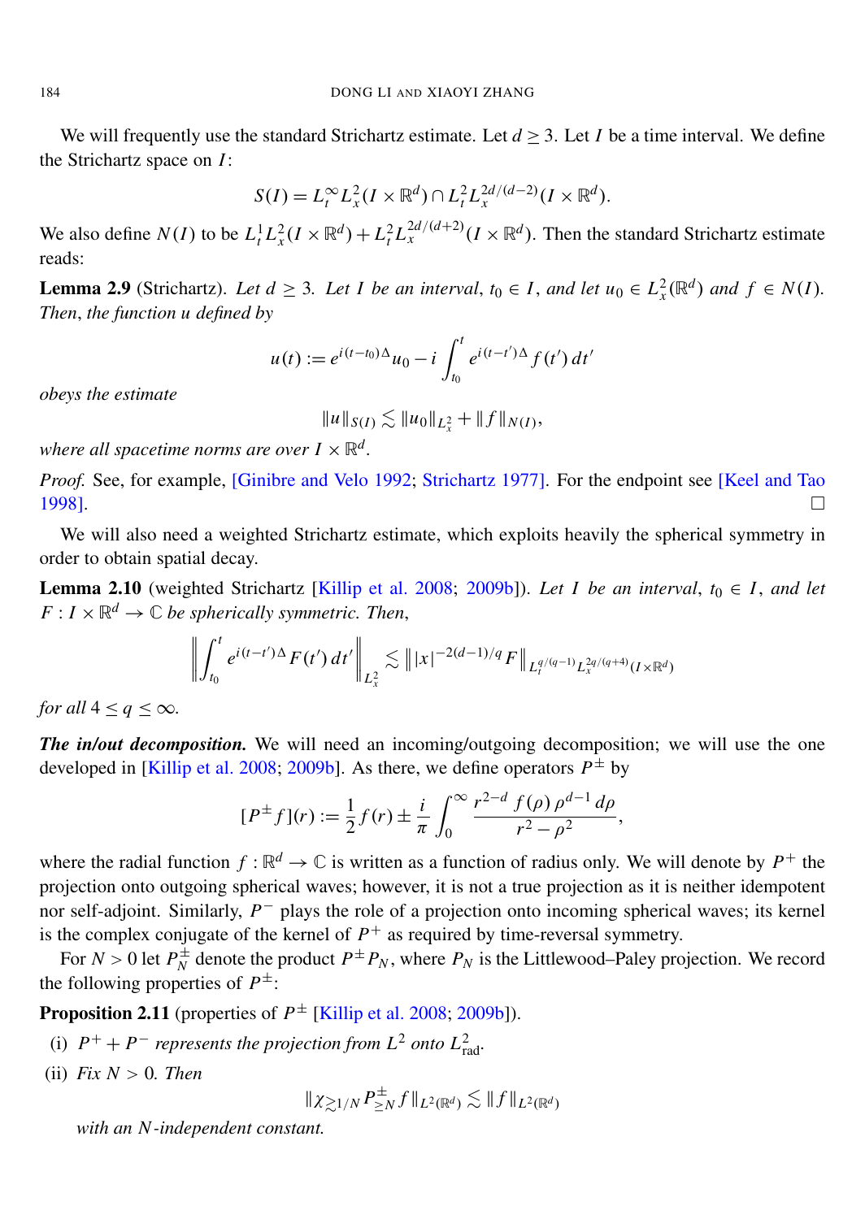We will frequently use the standard Strichartz estimate. Let $d \geq 3$. Let $I$ be a time interval. We define the Strichartz space on $I$:

$$S(I) = L_t^\infty L_x^2(I \times \mathbb{R}^d) \cap L_t^2 L_x^{2d/(d-2)}(I \times \mathbb{R}^d).$$

We also define $N(I)$ to be $L_t^1 L_x^2(I \times \mathbb{R}^d) + L_t^2 L_x^{2d/(d+2)}(I \times \mathbb{R}^d)$. Then the standard Strichartz estimate reads:

**Lemma 2.9** (Strichartz). *Let $d \geq 3$. Let $I$ be an interval, $t_0 \in I$, and let $u_0 \in L_x^2(\mathbb{R}^d)$ and $f \in N(I)$. Then, the function $u$ defined by*

$$u(t) := e^{i(t-t_0)\Delta} u_0 - i \int_{t_0}^t e^{i(t-t')\Delta} f(t')\, dt'$$

*obeys the estimate*

$$\|u\|_{S(I)} \lesssim \|u_0\|_{L_x^2} + \|f\|_{N(I)},$$

*where all spacetime norms are over $I \times \mathbb{R}^d$.*

*Proof.* See, for example, [Ginibre and Velo 1992; Strichartz 1977]. For the endpoint see [Keel and Tao 1998]. □

We will also need a weighted Strichartz estimate, which exploits heavily the spherical symmetry in order to obtain spatial decay.

**Lemma 2.10** (weighted Strichartz [Killip et al. 2008; 2009b]). *Let $I$ be an interval, $t_0 \in I$, and let $F : I \times \mathbb{R}^d \to \mathbb{C}$ be spherically symmetric. Then,*

$$\left\| \int_{t_0}^t e^{i(t-t')\Delta} F(t')\, dt' \right\|_{L_x^2} \lesssim \left\| |x|^{-2(d-1)/q} F \right\|_{L_t^{q/(q-1)} L_x^{2q/(q+4)}(I \times \mathbb{R}^d)}$$

*for all $4 \leq q \leq \infty$.*

***The in/out decomposition.*** We will need an incoming/outgoing decomposition; we will use the one developed in [Killip et al. 2008; 2009b]. As there, we define operators $P^\pm$ by

$$[P^\pm f](r) := \frac{1}{2} f(r) \pm \frac{i}{\pi} \int_0^\infty \frac{r^{2-d}\, f(\rho)\, \rho^{d-1}\, d\rho}{r^2 - \rho^2},$$

where the radial function $f : \mathbb{R}^d \to \mathbb{C}$ is written as a function of radius only. We will denote by $P^+$ the projection onto outgoing spherical waves; however, it is not a true projection as it is neither idempotent nor self-adjoint. Similarly, $P^-$ plays the role of a projection onto incoming spherical waves; its kernel is the complex conjugate of the kernel of $P^+$ as required by time-reversal symmetry.

For $N > 0$ let $P_N^\pm$ denote the product $P^\pm P_N$, where $P_N$ is the Littlewood–Paley projection. We record the following properties of $P^\pm$:

**Proposition 2.11** (properties of $P^\pm$ [Killip et al. 2008; 2009b]).

(i) *$P^+ + P^-$ represents the projection from $L^2$ onto $L^2_{\text{rad}}$.*

(ii) *Fix $N > 0$. Then*

$$\|\chi_{\gtrsim 1/N} P_{\geq N}^\pm f\|_{L^2(\mathbb{R}^d)} \lesssim \|f\|_{L^2(\mathbb{R}^d)}$$

*with an $N$-independent constant.*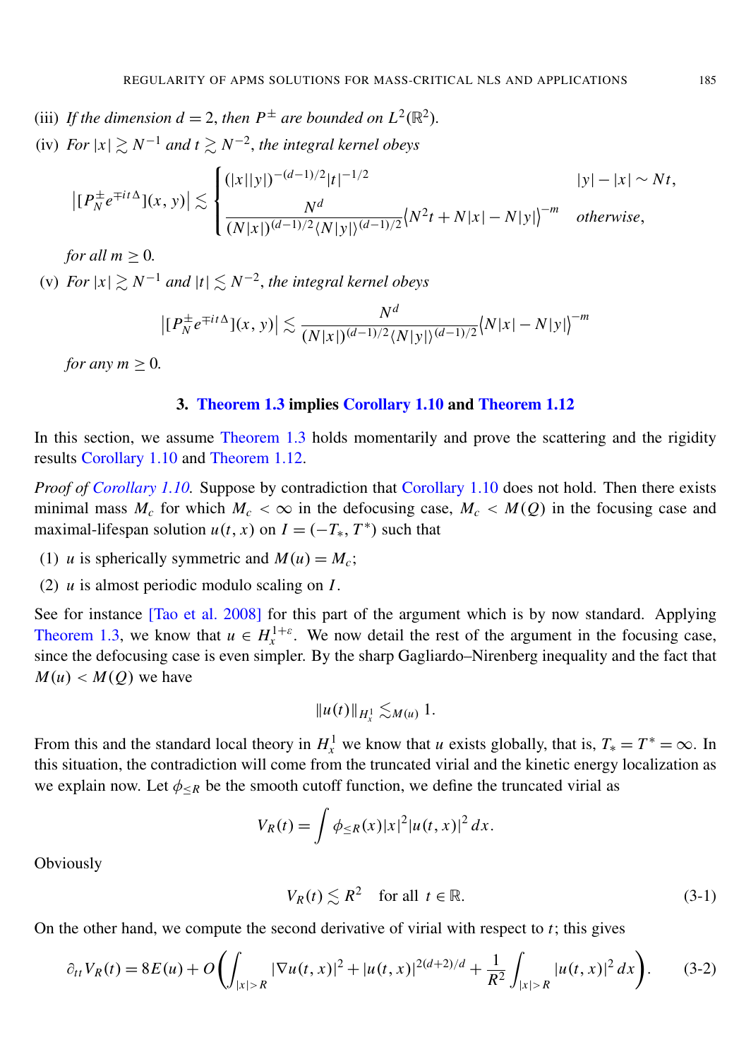(iii) *If the dimension* $d = 2$, *then* $P^{\pm}$ *are bounded on* $L^2(\mathbb{R}^2)$.

(iv) *For* $|x| \gtrsim N^{-1}$ *and* $t \gtrsim N^{-2}$, *the integral kernel obeys*

$$\bigl|[P_N^{\pm} e^{\mp it\Delta}](x, y)\bigr| \lesssim \begin{cases} (|x||y|)^{-(d-1)/2}|t|^{-1/2} & |y| - |x| \sim Nt, \\ \dfrac{N^d}{(N|x|)^{(d-1)/2}\langle N|y|\rangle^{(d-1)/2}}\langle N^2 t + N|x| - N|y|\rangle^{-m} & \textit{otherwise}, \end{cases}$$

*for all* $m \geq 0$.

(v) *For* $|x| \gtrsim N^{-1}$ *and* $|t| \lesssim N^{-2}$, *the integral kernel obeys*

$$\bigl|[P_N^{\pm} e^{\mp it\Delta}](x, y)\bigr| \lesssim \frac{N^d}{(N|x|)^{(d-1)/2}\langle N|y|\rangle^{(d-1)/2}}\langle N|x| - N|y|\rangle^{-m}$$

*for any* $m \geq 0$.

## 3. Theorem 1.3 implies Corollary 1.10 and Theorem 1.12

In this section, we assume Theorem 1.3 holds momentarily and prove the scattering and the rigidity results Corollary 1.10 and Theorem 1.12.

*Proof of Corollary 1.10.* Suppose by contradiction that Corollary 1.10 does not hold. Then there exists minimal mass $M_c$ for which $M_c < \infty$ in the defocusing case, $M_c < M(Q)$ in the focusing case and maximal-lifespan solution $u(t, x)$ on $I = (-T_*, T^*)$ such that

(1) $u$ is spherically symmetric and $M(u) = M_c$;

(2) $u$ is almost periodic modulo scaling on $I$.

See for instance [Tao et al. 2008] for this part of the argument which is by now standard. Applying Theorem 1.3, we know that $u \in H_x^{1+\varepsilon}$. We now detail the rest of the argument in the focusing case, since the defocusing case is even simpler. By the sharp Gagliardo–Nirenberg inequality and the fact that $M(u) < M(Q)$ we have

$$\|u(t)\|_{H_x^1} \lesssim_{M(u)} 1.$$

From this and the standard local theory in $H_x^1$ we know that $u$ exists globally, that is, $T_* = T^* = \infty$. In this situation, the contradiction will come from the truncated virial and the kinetic energy localization as we explain now. Let $\phi_{\leq R}$ be the smooth cutoff function, we define the truncated virial as

$$V_R(t) = \int \phi_{\leq R}(x)|x|^2|u(t, x)|^2\, dx.$$

Obviously

$$V_R(t) \lesssim R^2 \quad \text{for all } t \in \mathbb{R}. \tag{3-1}$$

On the other hand, we compute the second derivative of virial with respect to $t$; this gives

$$\partial_{tt} V_R(t) = 8E(u) + O\biggl(\int_{|x|>R} |\nabla u(t, x)|^2 + |u(t, x)|^{2(d+2)/d} + \frac{1}{R^2}\int_{|x|>R} |u(t, x)|^2\, dx\biggr). \tag{3-2}$$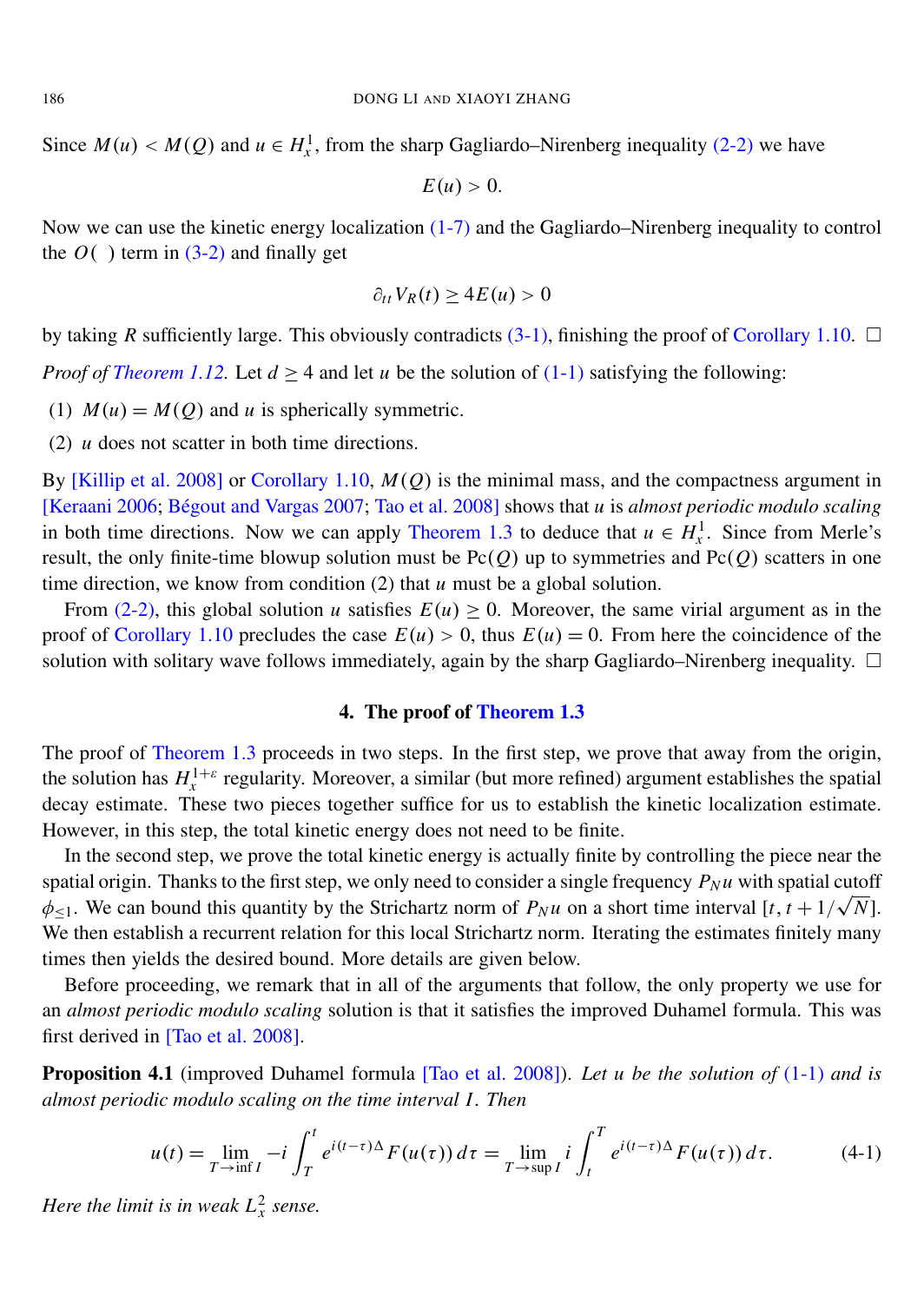Since $M(u) < M(Q)$ and $u \in H_x^1$, from the sharp Gagliardo–Nirenberg inequality (2-2) we have

$$E(u) > 0.$$

Now we can use the kinetic energy localization (1-7) and the Gagliardo–Nirenberg inequality to control the $O(\ )$ term in (3-2) and finally get

$$\partial_{tt} V_R(t) \geq 4E(u) > 0$$

by taking $R$ sufficiently large. This obviously contradicts (3-1), finishing the proof of Corollary 1.10. □

*Proof of Theorem 1.12.* Let $d \geq 4$ and let $u$ be the solution of (1-1) satisfying the following:

(1) $M(u) = M(Q)$ and $u$ is spherically symmetric.

(2) $u$ does not scatter in both time directions.

By [Killip et al. 2008] or Corollary 1.10, $M(Q)$ is the minimal mass, and the compactness argument in [Keraani 2006; Bégout and Vargas 2007; Tao et al. 2008] shows that $u$ is *almost periodic modulo scaling* in both time directions. Now we can apply Theorem 1.3 to deduce that $u \in H_x^1$. Since from Merle's result, the only finite-time blowup solution must be $\mathrm{Pc}(Q)$ up to symmetries and $\mathrm{Pc}(Q)$ scatters in one time direction, we know from condition (2) that $u$ must be a global solution.

From (2-2), this global solution $u$ satisfies $E(u) \geq 0$. Moreover, the same virial argument as in the proof of Corollary 1.10 precludes the case $E(u) > 0$, thus $E(u) = 0$. From here the coincidence of the solution with solitary wave follows immediately, again by the sharp Gagliardo–Nirenberg inequality. □

## 4. The proof of Theorem 1.3

The proof of Theorem 1.3 proceeds in two steps. In the first step, we prove that away from the origin, the solution has $H_x^{1+\varepsilon}$ regularity. Moreover, a similar (but more refined) argument establishes the spatial decay estimate. These two pieces together suffice for us to establish the kinetic localization estimate. However, in this step, the total kinetic energy does not need to be finite.

In the second step, we prove the total kinetic energy is actually finite by controlling the piece near the spatial origin. Thanks to the first step, we only need to consider a single frequency $P_N u$ with spatial cutoff $\phi_{\leq 1}$. We can bound this quantity by the Strichartz norm of $P_N u$ on a short time interval $[t, t + 1/\sqrt{N}]$. We then establish a recurrent relation for this local Strichartz norm. Iterating the estimates finitely many times then yields the desired bound. More details are given below.

Before proceeding, we remark that in all of the arguments that follow, the only property we use for an *almost periodic modulo scaling* solution is that it satisfies the improved Duhamel formula. This was first derived in [Tao et al. 2008].

**Proposition 4.1** (improved Duhamel formula [Tao et al. 2008]). *Let $u$ be the solution of (1-1) and is almost periodic modulo scaling on the time interval $I$. Then*

$$u(t) = \lim_{T \to \inf I} -i \int_T^t e^{i(t-\tau)\Delta} F(u(\tau))\, d\tau = \lim_{T \to \sup I} i \int_t^T e^{i(t-\tau)\Delta} F(u(\tau))\, d\tau. \tag{4-1}$$

*Here the limit is in weak $L_x^2$ sense.*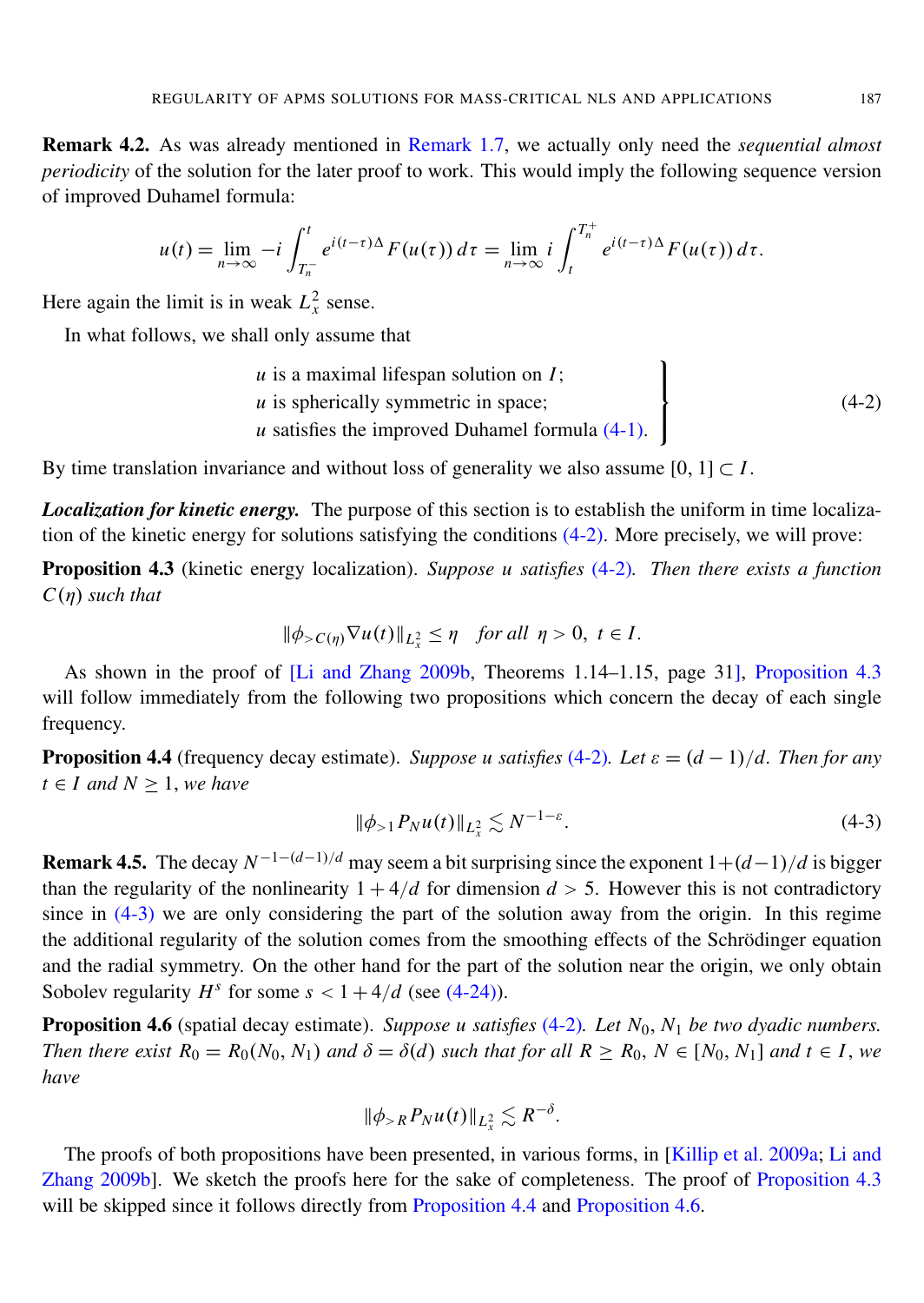**Remark 4.2.** As was already mentioned in Remark 1.7, we actually only need the *sequential almost periodicity* of the solution for the later proof to work. This would imply the following sequence version of improved Duhamel formula:

$$u(t) = \lim_{n\to\infty} -i \int_{T_n^-}^{t} e^{i(t-\tau)\Delta} F(u(\tau))\, d\tau = \lim_{n\to\infty} i \int_{t}^{T_n^+} e^{i(t-\tau)\Delta} F(u(\tau))\, d\tau.$$

Here again the limit is in weak $L_x^2$ sense.

In what follows, we shall only assume that

$$\left.\begin{array}{l} u \text{ is a maximal lifespan solution on } I; \\ u \text{ is spherically symmetric in space;} \\ u \text{ satisfies the improved Duhamel formula (4-1).} \end{array}\right\} \tag{4-2}$$

By time translation invariance and without loss of generality we also assume $[0, 1] \subset I$.

***Localization for kinetic energy.*** The purpose of this section is to establish the uniform in time localization of the kinetic energy for solutions satisfying the conditions (4-2). More precisely, we will prove:

**Proposition 4.3** (kinetic energy localization). *Suppose $u$ satisfies (4-2). Then there exists a function $C(\eta)$ such that*

$$\|\phi_{>C(\eta)} \nabla u(t)\|_{L_x^2} \le \eta \quad \textit{for all } \eta > 0,\ t \in I.$$

As shown in the proof of [Li and Zhang 2009b, Theorems 1.14–1.15, page 31], Proposition 4.3 will follow immediately from the following two propositions which concern the decay of each single frequency.

**Proposition 4.4** (frequency decay estimate). *Suppose $u$ satisfies (4-2). Let $\varepsilon = (d-1)/d$. Then for any $t \in I$ and $N \ge 1$, we have*

$$\|\phi_{>1} P_N u(t)\|_{L_x^2} \lesssim N^{-1-\varepsilon}. \tag{4-3}$$

**Remark 4.5.** The decay $N^{-1-(d-1)/d}$ may seem a bit surprising since the exponent $1+(d-1)/d$ is bigger than the regularity of the nonlinearity $1+4/d$ for dimension $d > 5$. However this is not contradictory since in (4-3) we are only considering the part of the solution away from the origin. In this regime the additional regularity of the solution comes from the smoothing effects of the Schrödinger equation and the radial symmetry. On the other hand for the part of the solution near the origin, we only obtain Sobolev regularity $H^s$ for some $s < 1 + 4/d$ (see (4-24)).

**Proposition 4.6** (spatial decay estimate). *Suppose $u$ satisfies (4-2). Let $N_0, N_1$ be two dyadic numbers. Then there exist $R_0 = R_0(N_0, N_1)$ and $\delta = \delta(d)$ such that for all $R \ge R_0$, $N \in [N_0, N_1]$ and $t \in I$, we have*

$$\|\phi_{>R} P_N u(t)\|_{L_x^2} \lesssim R^{-\delta}.$$

The proofs of both propositions have been presented, in various forms, in [Killip et al. 2009a; Li and Zhang 2009b]. We sketch the proofs here for the sake of completeness. The proof of Proposition 4.3 will be skipped since it follows directly from Proposition 4.4 and Proposition 4.6.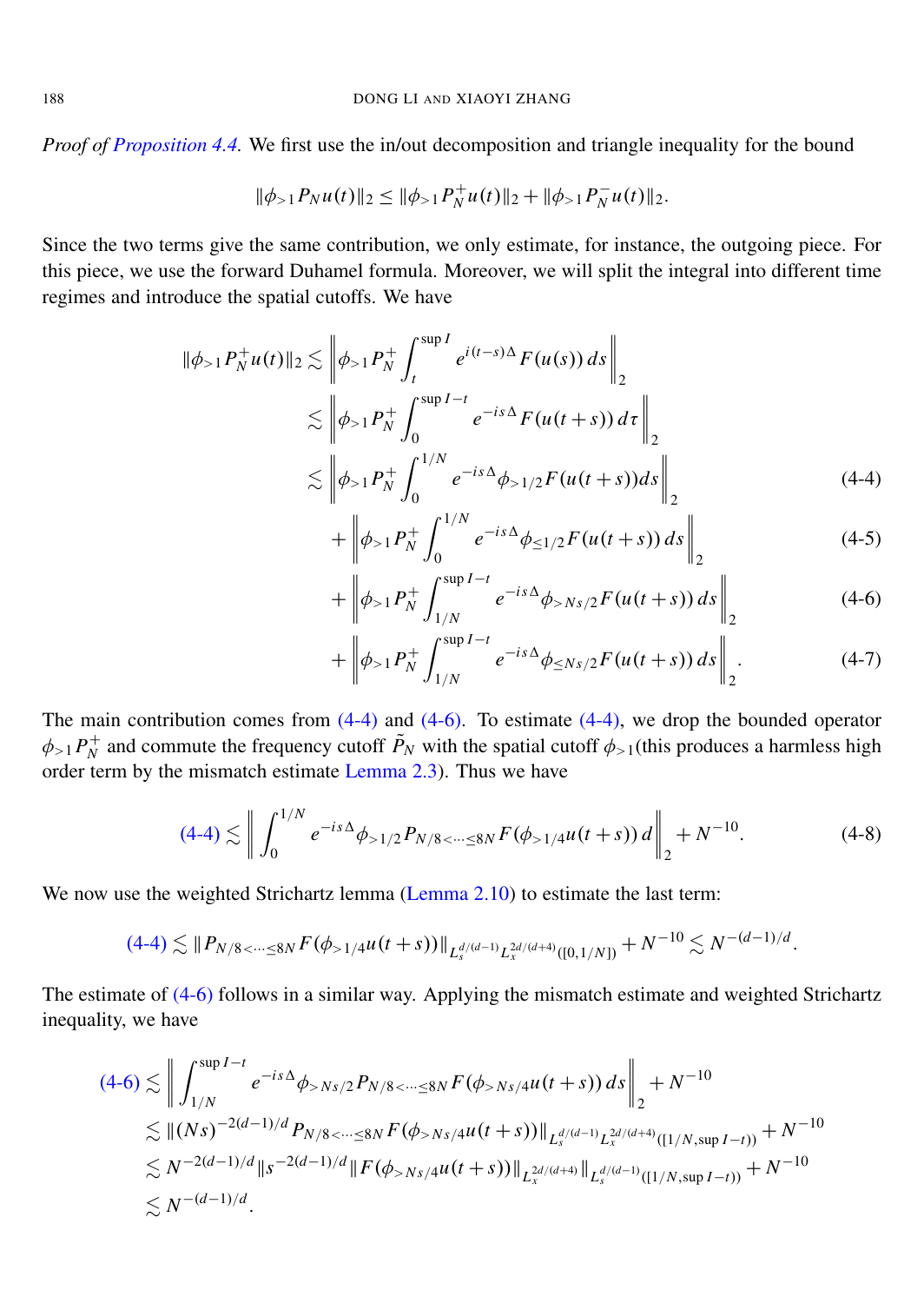*Proof of Proposition 4.4.* We first use the in/out decomposition and triangle inequality for the bound

$$\|\phi_{>1} P_N u(t)\|_2 \le \|\phi_{>1} P_N^+ u(t)\|_2 + \|\phi_{>1} P_N^- u(t)\|_2.$$

Since the two terms give the same contribution, we only estimate, for instance, the outgoing piece. For this piece, we use the forward Duhamel formula. Moreover, we will split the integral into different time regimes and introduce the spatial cutoffs. We have

$$
\begin{aligned}
\|\phi_{>1} P_N^+ u(t)\|_2 &\lesssim \left\| \phi_{>1} P_N^+ \int_t^{\sup I} e^{i(t-s)\Delta} F(u(s))\, ds \right\|_2 \\
&\lesssim \left\| \phi_{>1} P_N^+ \int_0^{\sup I - t} e^{-is\Delta} F(u(t+s))\, d\tau \right\|_2 \\
&\lesssim \left\| \phi_{>1} P_N^+ \int_0^{1/N} e^{-is\Delta} \phi_{>1/2} F(u(t+s)) ds \right\|_2 && \text{(4-4)} \\
&\quad + \left\| \phi_{>1} P_N^+ \int_0^{1/N} e^{-is\Delta} \phi_{\le 1/2} F(u(t+s))\, ds \right\|_2 && \text{(4-5)} \\
&\quad + \left\| \phi_{>1} P_N^+ \int_{1/N}^{\sup I - t} e^{-is\Delta} \phi_{>Ns/2} F(u(t+s))\, ds \right\|_2 && \text{(4-6)} \\
&\quad + \left\| \phi_{>1} P_N^+ \int_{1/N}^{\sup I - t} e^{-is\Delta} \phi_{\le Ns/2} F(u(t+s))\, ds \right\|_2 . && \text{(4-7)}
\end{aligned}
$$

The main contribution comes from (4-4) and (4-6). To estimate (4-4), we drop the bounded operator $\phi_{>1} P_N^+$ and commute the frequency cutoff $\tilde{P}_N$ with the spatial cutoff $\phi_{>1}$(this produces a harmless high order term by the mismatch estimate Lemma 2.3). Thus we have

$$\text{(4-4)} \lesssim \left\| \int_0^{1/N} e^{-is\Delta} \phi_{>1/2} P_{N/8<\cdots\le 8N} F(\phi_{>1/4} u(t+s))\, d \right\|_2 + N^{-10}. \tag{4-8}$$

We now use the weighted Strichartz lemma (Lemma 2.10) to estimate the last term:

$$\text{(4-4)} \lesssim \|P_{N/8<\cdots\le 8N} F(\phi_{>1/4} u(t+s))\|_{L_s^{d/(d-1)} L_x^{2d/(d+4)}([0,1/N])} + N^{-10} \lesssim N^{-(d-1)/d}.$$

The estimate of (4-6) follows in a similar way. Applying the mismatch estimate and weighted Strichartz inequality, we have

$$
\begin{aligned}
\text{(4-6)} &\lesssim \left\| \int_{1/N}^{\sup I - t} e^{-is\Delta} \phi_{>Ns/2} P_{N/8<\cdots\le 8N} F(\phi_{>Ns/4} u(t+s))\, ds \right\|_2 + N^{-10} \\
&\lesssim \|(Ns)^{-2(d-1)/d} P_{N/8<\cdots\le 8N} F(\phi_{>Ns/4} u(t+s))\|_{L_s^{d/(d-1)} L_x^{2d/(d+4)}([1/N, \sup I - t))} + N^{-10} \\
&\lesssim N^{-2(d-1)/d} \| s^{-2(d-1)/d} \| F(\phi_{>Ns/4} u(t+s))\|_{L_x^{2d/(d+4)}} \|_{L_s^{d/(d-1)}([1/N, \sup I - t))} + N^{-10} \\
&\lesssim N^{-(d-1)/d}.
\end{aligned}
$$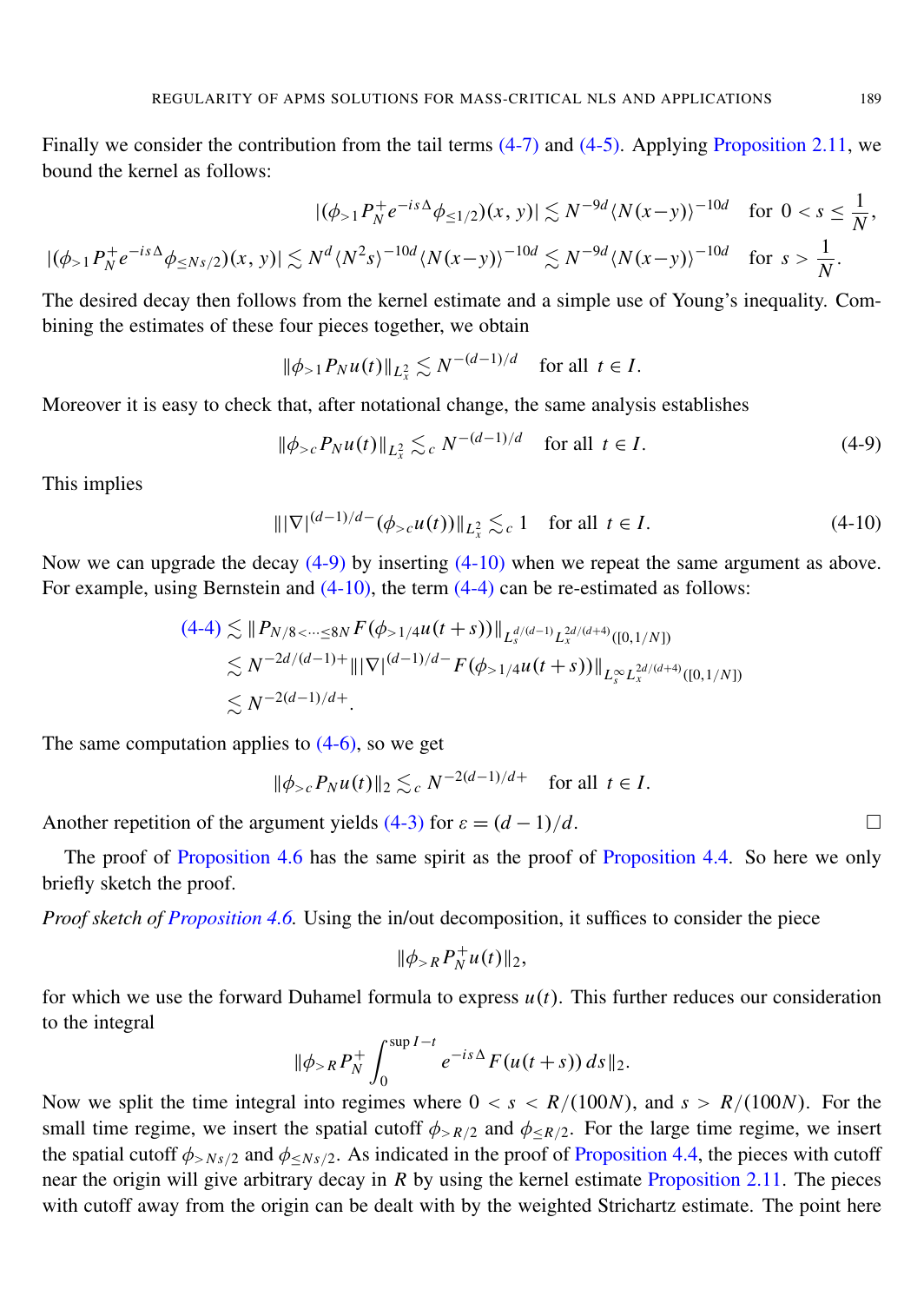Finally we consider the contribution from the tail terms (4-7) and (4-5). Applying Proposition 2.11, we bound the kernel as follows:

$$|(\phi_{>1} P_N^+ e^{-is\Delta} \phi_{\le 1/2})(x,y)| \lesssim N^{-9d} \langle N(x-y)\rangle^{-10d} \quad \text{for } 0 < s \le \frac{1}{N},$$

$$|(\phi_{>1} P_N^+ e^{-is\Delta} \phi_{\le Ns/2})(x,y)| \lesssim N^{d} \langle N^2 s\rangle^{-10d} \langle N(x-y)\rangle^{-10d} \lesssim N^{-9d} \langle N(x-y)\rangle^{-10d} \quad \text{for } s > \frac{1}{N}.$$

The desired decay then follows from the kernel estimate and a simple use of Young's inequality. Combining the estimates of these four pieces together, we obtain

$$\|\phi_{>1} P_N u(t)\|_{L_x^2} \lesssim N^{-(d-1)/d} \quad \text{for all } t \in I.$$

Moreover it is easy to check that, after notational change, the same analysis establishes

$$\|\phi_{>c} P_N u(t)\|_{L_x^2} \lesssim_c N^{-(d-1)/d} \quad \text{for all } t \in I. \tag{4-9}$$

This implies

$$\||\nabla|^{(d-1)/d-}(\phi_{>c} u(t))\|_{L_x^2} \lesssim_c 1 \quad \text{for all } t \in I. \tag{4-10}$$

Now we can upgrade the decay (4-9) by inserting (4-10) when we repeat the same argument as above. For example, using Bernstein and (4-10), the term (4-4) can be re-estimated as follows:

$$\begin{aligned}
(4\text{-}4) &\lesssim \|P_{N/8<\cdots\le 8N} F(\phi_{>1/4} u(t+s))\|_{L_s^{d/(d-1)} L_x^{2d/(d+4)}([0,1/N])} \\
&\lesssim N^{-2d/(d-1)+} \||\nabla|^{(d-1)/d-} F(\phi_{>1/4} u(t+s))\|_{L_s^\infty L_x^{2d/(d+4)}([0,1/N])} \\
&\lesssim N^{-2(d-1)/d+}.
\end{aligned}$$

The same computation applies to (4-6), so we get

$$\|\phi_{>c} P_N u(t)\|_2 \lesssim_c N^{-2(d-1)/d+} \quad \text{for all } t \in I.$$

Another repetition of the argument yields (4-3) for $\varepsilon = (d-1)/d$. $\square$

The proof of Proposition 4.6 has the same spirit as the proof of Proposition 4.4. So here we only briefly sketch the proof.

*Proof sketch of Proposition 4.6.* Using the in/out decomposition, it suffices to consider the piece

$$\|\phi_{>R} P_N^+ u(t)\|_2,$$

for which we use the forward Duhamel formula to express $u(t)$. This further reduces our consideration to the integral

$$\|\phi_{>R} P_N^+ \int_0^{\sup I - t} e^{-is\Delta} F(u(t+s))\, ds\|_2.$$

Now we split the time integral into regimes where $0 < s < R/(100N)$, and $s > R/(100N)$. For the small time regime, we insert the spatial cutoff $\phi_{>R/2}$ and $\phi_{\le R/2}$. For the large time regime, we insert the spatial cutoff $\phi_{>Ns/2}$ and $\phi_{\le Ns/2}$. As indicated in the proof of Proposition 4.4, the pieces with cutoff near the origin will give arbitrary decay in $R$ by using the kernel estimate Proposition 2.11. The pieces with cutoff away from the origin can be dealt with by the weighted Strichartz estimate. The point here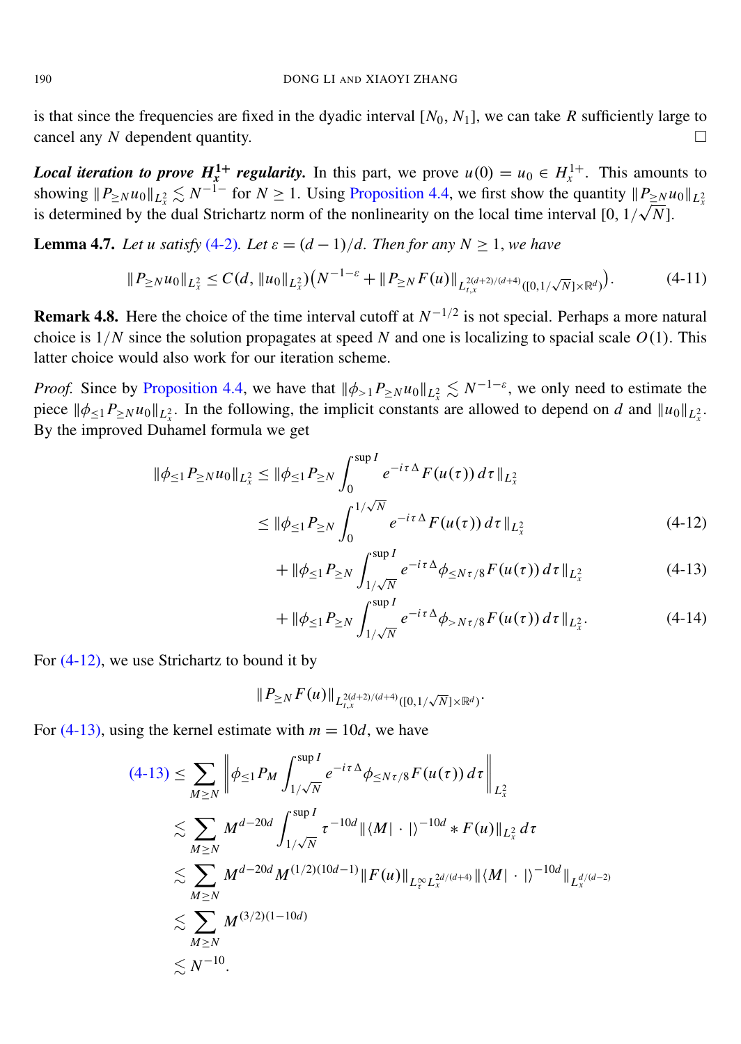is that since the frequencies are fixed in the dyadic interval $[N_0, N_1]$, we can take $R$ sufficiently large to cancel any $N$ dependent quantity. $\square$

***Local iteration to prove $H_x^{1+}$ regularity.*** In this part, we prove $u(0) = u_0 \in H_x^{1+}$. This amounts to showing $\|P_{\geq N} u_0\|_{L_x^2} \lesssim N^{-1-}$ for $N \geq 1$. Using Proposition 4.4, we first show the quantity $\|P_{\geq N} u_0\|_{L_x^2}$ is determined by the dual Strichartz norm of the nonlinearity on the local time interval $[0, 1/\sqrt{N}]$.

**Lemma 4.7.** *Let $u$ satisfy (4-2). Let $\varepsilon = (d-1)/d$. Then for any $N \geq 1$, we have*

$$\|P_{\geq N} u_0\|_{L_x^2} \leq C(d, \|u_0\|_{L_x^2})\big(N^{-1-\varepsilon} + \|P_{\geq N} F(u)\|_{L_{t,x}^{2(d+2)/(d+4)}([0,1/\sqrt{N}]\times\mathbb{R}^d)}\big). \tag{4-11}$$

**Remark 4.8.** Here the choice of the time interval cutoff at $N^{-1/2}$ is not special. Perhaps a more natural choice is $1/N$ since the solution propagates at speed $N$ and one is localizing to spacial scale $O(1)$. This latter choice would also work for our iteration scheme.

*Proof.* Since by Proposition 4.4, we have that $\|\phi_{>1} P_{\geq N} u_0\|_{L_x^2} \lesssim N^{-1-\varepsilon}$, we only need to estimate the piece $\|\phi_{\leq 1} P_{\geq N} u_0\|_{L_x^2}$. In the following, the implicit constants are allowed to depend on $d$ and $\|u_0\|_{L_x^2}$. By the improved Duhamel formula we get

$$\begin{aligned}
\|\phi_{\leq 1} P_{\geq N} u_0\|_{L_x^2} &\leq \|\phi_{\leq 1} P_{\geq N} \int_0^{\sup I} e^{-i\tau\Delta} F(u(\tau))\, d\tau\|_{L_x^2} \\
&\leq \|\phi_{\leq 1} P_{\geq N} \int_0^{1/\sqrt{N}} e^{-i\tau\Delta} F(u(\tau))\, d\tau\|_{L_x^2} & \text{(4-12)}\\
&\quad + \|\phi_{\leq 1} P_{\geq N} \int_{1/\sqrt{N}}^{\sup I} e^{-i\tau\Delta} \phi_{\leq N\tau/8} F(u(\tau))\, d\tau\|_{L_x^2} & \text{(4-13)}\\
&\quad + \|\phi_{\leq 1} P_{\geq N} \int_{1/\sqrt{N}}^{\sup I} e^{-i\tau\Delta} \phi_{> N\tau/8} F(u(\tau))\, d\tau\|_{L_x^2}. & \text{(4-14)}
\end{aligned}$$

For (4-12), we use Strichartz to bound it by

$$\|P_{\geq N} F(u)\|_{L_{t,x}^{2(d+2)/(d+4)}([0,1/\sqrt{N}]\times\mathbb{R}^d)}.$$

For (4-13), using the kernel estimate with $m = 10d$, we have

$$\begin{aligned}
\text{(4-13)} &\leq \sum_{M\geq N} \left\| \phi_{\leq 1} P_M \int_{1/\sqrt{N}}^{\sup I} e^{-i\tau\Delta} \phi_{\leq N\tau/8} F(u(\tau))\, d\tau \right\|_{L_x^2} \\
&\lesssim \sum_{M\geq N} M^{d-20d} \int_{1/\sqrt{N}}^{\sup I} \tau^{-10d} \|\langle M|\cdot|\rangle^{-10d} * F(u)\|_{L_x^2}\, d\tau \\
&\lesssim \sum_{M\geq N} M^{d-20d} M^{(1/2)(10d-1)} \|F(u)\|_{L_\tau^\infty L_x^{2d/(d+4)}} \|\langle M|\cdot|\rangle^{-10d}\|_{L_x^{d/(d-2)}} \\
&\lesssim \sum_{M\geq N} M^{(3/2)(1-10d)} \\
&\lesssim N^{-10}.
\end{aligned}$$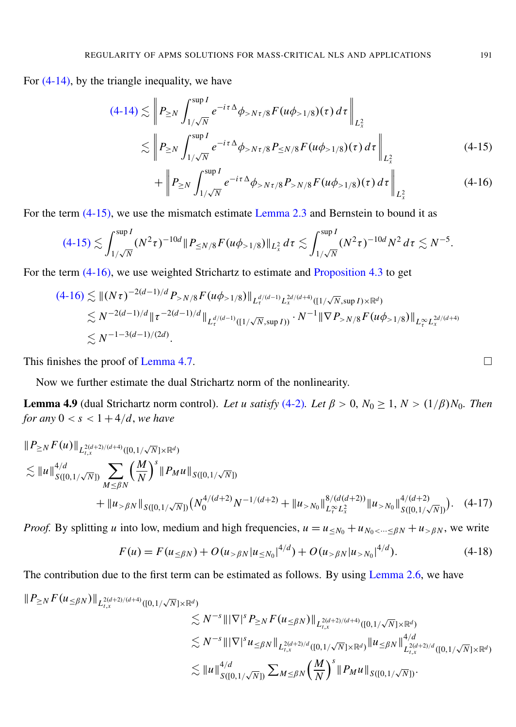For (4-14), by the triangle inequality, we have

$$
\begin{aligned}
\text{(4-14)} &\lesssim \left\| P_{\ge N} \int_{1/\sqrt{N}}^{\sup I} e^{-i\tau\Delta} \phi_{>N\tau/8} F(u\phi_{>1/8})(\tau)\, d\tau \right\|_{L_x^2} \\
&\lesssim \left\| P_{\ge N} \int_{1/\sqrt{N}}^{\sup I} e^{-i\tau\Delta} \phi_{>N\tau/8} P_{\le N/8} F(u\phi_{>1/8})(\tau)\, d\tau \right\|_{L_x^2} && \text{(4-15)} \\
&\quad + \left\| P_{\ge N} \int_{1/\sqrt{N}}^{\sup I} e^{-i\tau\Delta} \phi_{>N\tau/8} P_{>N/8} F(u\phi_{>1/8})(\tau)\, d\tau \right\|_{L_x^2} && \text{(4-16)}
\end{aligned}
$$

For the term (4-15), we use the mismatch estimate Lemma 2.3 and Bernstein to bound it as

$$
\text{(4-15)} \lesssim \int_{1/\sqrt{N}}^{\sup I} (N^2\tau)^{-10d} \| P_{\le N/8} F(u\phi_{>1/8})\|_{L_x^2}\, d\tau \lesssim \int_{1/\sqrt{N}}^{\sup I} (N^2\tau)^{-10d} N^2\, d\tau \lesssim N^{-5}.
$$

For the term (4-16), we use weighted Strichartz to estimate and Proposition 4.3 to get

$$
\begin{aligned}
\text{(4-16)} &\lesssim \| (N\tau)^{-2(d-1)/d} P_{>N/8} F(u\phi_{>1/8})\|_{L_\tau^{d/(d-1)} L_x^{2d/(d+4)}([1/\sqrt{N}, \sup I]\times\mathbb{R}^d)} \\
&\lesssim N^{-2(d-1)/d} \|\tau^{-2(d-1)/d}\|_{L_\tau^{d/(d-1)}([1/\sqrt{N}, \sup I])} \cdot N^{-1} \|\nabla P_{>N/8} F(u\phi_{>1/8})\|_{L_\tau^\infty L_x^{2d/(d+4)}} \\
&\lesssim N^{-1-3(d-1)/(2d)}.
\end{aligned}
$$

This finishes the proof of Lemma 4.7. □

Now we further estimate the dual Strichartz norm of the nonlinearity.

**Lemma 4.9** (dual Strichartz norm control). *Let $u$ satisfy (4-2). Let $\beta > 0$, $N_0 \ge 1$, $N > (1/\beta)N_0$. Then for any $0 < s < 1 + 4/d$, we have*

$$
\begin{aligned}
&\| P_{\ge N} F(u)\|_{L_{t,x}^{2(d+2)/(d+4)}([0,1/\sqrt{N}]\times\mathbb{R}^d)} \\
&\lesssim \|u\|_{S([0,1/\sqrt{N}])}^{4/d} \sum_{M\le\beta N} \left(\frac{M}{N}\right)^s \|P_M u\|_{S([0,1/\sqrt{N}])} \\
&\qquad + \|u_{>\beta N}\|_{S([0,1/\sqrt{N}])} \big( N_0^{4/(d+2)} N^{-1/(d+2)} + \|u_{>N_0}\|_{L_\tau^\infty L_x^2}^{8/(d(d+2))} \|u_{>N_0}\|_{S([0,1/\sqrt{N}])}^{4/(d+2)} \big). \qquad \text{(4-17)}
\end{aligned}
$$

*Proof.* By splitting $u$ into low, medium and high frequencies, $u = u_{\le N_0} + u_{N_0<\cdots\le\beta N} + u_{>\beta N}$, we write

$$
F(u) = F(u_{\le \beta N}) + O(u_{>\beta N}|u_{\le N_0}|^{4/d}) + O(u_{>\beta N}|u_{>N_0}|^{4/d}). \qquad \text{(4-18)}
$$

The contribution due to the first term can be estimated as follows. By using Lemma 2.6, we have

$$
\begin{aligned}
\|P_{\ge N} F(u_{\le\beta N})\|_{L_{t,x}^{2(d+2)/(d+4)}([0,1/\sqrt{N}]\times\mathbb{R}^d)}
&\lesssim N^{-s} \| |\nabla|^s P_{\ge N} F(u_{\le\beta N})\|_{L_{t,x}^{2(d+2)/(d+4)}([0,1/\sqrt{N}]\times\mathbb{R}^d)} \\
&\lesssim N^{-s} \| |\nabla|^s u_{\le\beta N}\|_{L_{t,x}^{2(d+2)/d}([0,1/\sqrt{N}]\times\mathbb{R}^d)} \|u_{\le\beta N}\|_{L_{t,x}^{2(d+2)/d}([0,1/\sqrt{N}]\times\mathbb{R}^d)}^{4/d} \\
&\lesssim \|u\|_{S([0,1/\sqrt{N}])}^{4/d} \sum_{M\le\beta N} \left(\frac{M}{N}\right)^s \|P_M u\|_{S([0,1/\sqrt{N}])}.
\end{aligned}
$$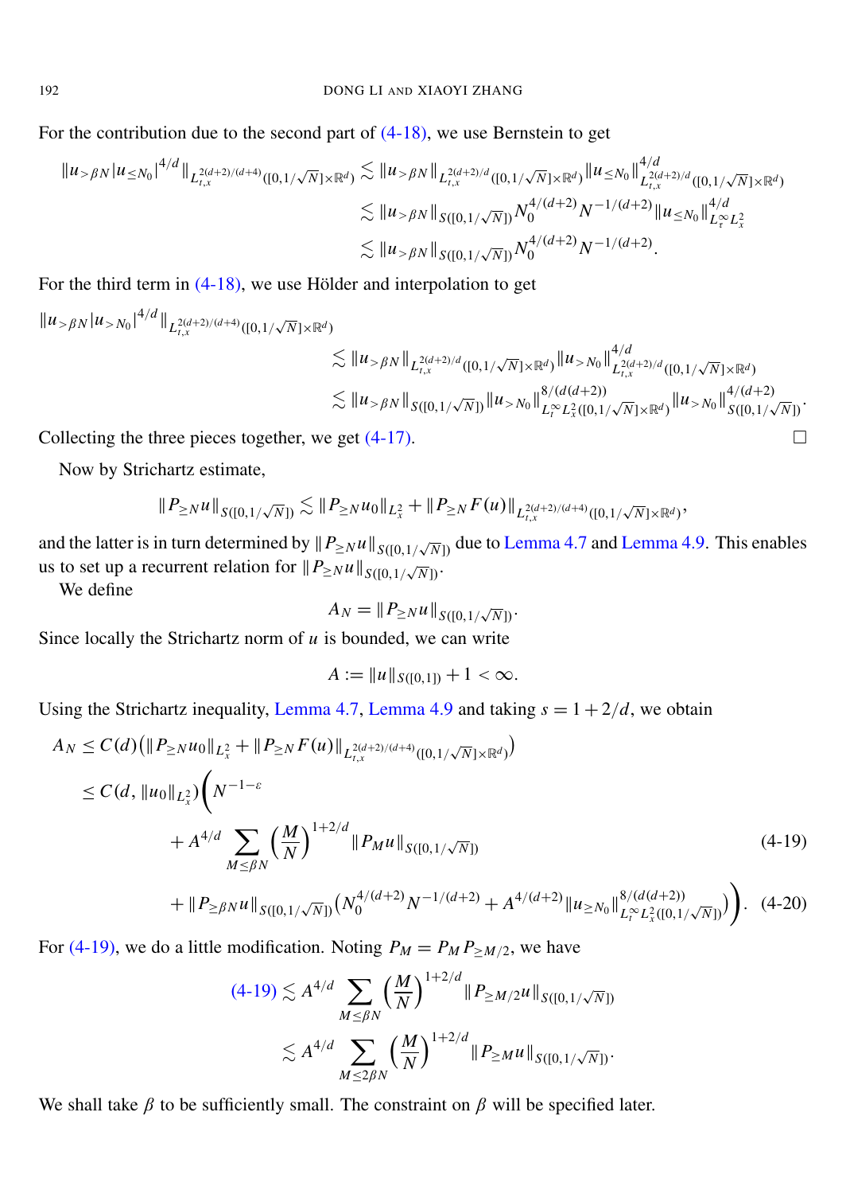For the contribution due to the second part of (4-18), we use Bernstein to get

$$
\begin{aligned}
\|u_{>\beta N}|u_{\le N_0}|^{4/d}\|_{L^{2(d+2)/(d+4)}_{t,x}([0,1/\sqrt{N}]\times\mathbb{R}^d)} &\lesssim \|u_{>\beta N}\|_{L^{2(d+2)/d}_{t,x}([0,1/\sqrt{N}]\times\mathbb{R}^d)}\|u_{\le N_0}\|^{4/d}_{L^{2(d+2)/d}_{t,x}([0,1/\sqrt{N}]\times\mathbb{R}^d)}\\
&\lesssim \|u_{>\beta N}\|_{S([0,1/\sqrt{N}])}N_0^{4/(d+2)}N^{-1/(d+2)}\|u_{\le N_0}\|^{4/d}_{L^\infty_\tau L^2_x}\\
&\lesssim \|u_{>\beta N}\|_{S([0,1/\sqrt{N}])}N_0^{4/(d+2)}N^{-1/(d+2)}.
\end{aligned}
$$

For the third term in (4-18), we use Hölder and interpolation to get

$$
\begin{aligned}
&\|u_{>\beta N}|u_{>N_0}|^{4/d}\|_{L^{2(d+2)/(d+4)}_{t,x}([0,1/\sqrt{N}]\times\mathbb{R}^d)}\\
&\qquad\lesssim \|u_{>\beta N}\|_{L^{2(d+2)/d}_{t,x}([0,1/\sqrt{N}]\times\mathbb{R}^d)}\|u_{>N_0}\|^{4/d}_{L^{2(d+2)/d}_{t,x}([0,1/\sqrt{N}]\times\mathbb{R}^d)}\\
&\qquad\lesssim \|u_{>\beta N}\|_{S([0,1/\sqrt{N}])}\|u_{>N_0}\|^{8/(d(d+2))}_{L^\infty_t L^2_x([0,1/\sqrt{N}]\times\mathbb{R}^d)}\|u_{>N_0}\|^{4/(d+2)}_{S([0,1/\sqrt{N}])}.
\end{aligned}
$$

Collecting the three pieces together, we get (4-17). □

Now by Strichartz estimate,

$$
\|P_{\ge N}u\|_{S([0,1/\sqrt{N}])} \lesssim \|P_{\ge N}u_0\|_{L^2_x} + \|P_{\ge N}F(u)\|_{L^{2(d+2)/(d+4)}_{t,x}([0,1/\sqrt{N}]\times\mathbb{R}^d)},
$$

and the latter is in turn determined by $\|P_{\ge N}u\|_{S([0,1/\sqrt{N}])}$ due to Lemma 4.7 and Lemma 4.9. This enables us to set up a recurrent relation for $\|P_{\ge N}u\|_{S([0,1/\sqrt{N}])}$.

We define

$$
A_N = \|P_{\ge N}u\|_{S([0,1/\sqrt{N}])}.
$$

Since locally the Strichartz norm of $u$ is bounded, we can write

$$
A := \|u\|_{S([0,1])} + 1 < \infty.
$$

Using the Strichartz inequality, Lemma 4.7, Lemma 4.9 and taking $s = 1 + 2/d$, we obtain

$$
\begin{aligned}
A_N &\le C(d)\big(\|P_{\ge N}u_0\|_{L^2_x} + \|P_{\ge N}F(u)\|_{L^{2(d+2)/(d+4)}_{t,x}([0,1/\sqrt{N}]\times\mathbb{R}^d)}\big)\\
&\le C(d,\|u_0\|_{L^2_x})\Bigg(N^{-1-\varepsilon}\\
&\qquad + A^{4/d}\sum_{M\le\beta N}\Big(\frac{M}{N}\Big)^{1+2/d}\|P_M u\|_{S([0,1/\sqrt{N}])} \qquad\qquad (4\text{-}19)\\
&\qquad + \|P_{\ge\beta N}u\|_{S([0,1/\sqrt{N}])}\big(N_0^{4/(d+2)}N^{-1/(d+2)} + A^{4/(d+2)}\|u_{\ge N_0}\|^{8/(d(d+2))}_{L^\infty_t L^2_x([0,1/\sqrt{N}])}\big)\Bigg). \qquad (4\text{-}20)
\end{aligned}
$$

For (4-19), we do a little modification. Noting $P_M = P_M P_{\ge M/2}$, we have

$$
\begin{aligned}
(4\text{-}19) &\lesssim A^{4/d}\sum_{M\le\beta N}\Big(\frac{M}{N}\Big)^{1+2/d}\|P_{\ge M/2}u\|_{S([0,1/\sqrt{N}])}\\
&\lesssim A^{4/d}\sum_{M\le 2\beta N}\Big(\frac{M}{N}\Big)^{1+2/d}\|P_{\ge M}u\|_{S([0,1/\sqrt{N}])}.
\end{aligned}
$$

We shall take $\beta$ to be sufficiently small. The constraint on $\beta$ will be specified later.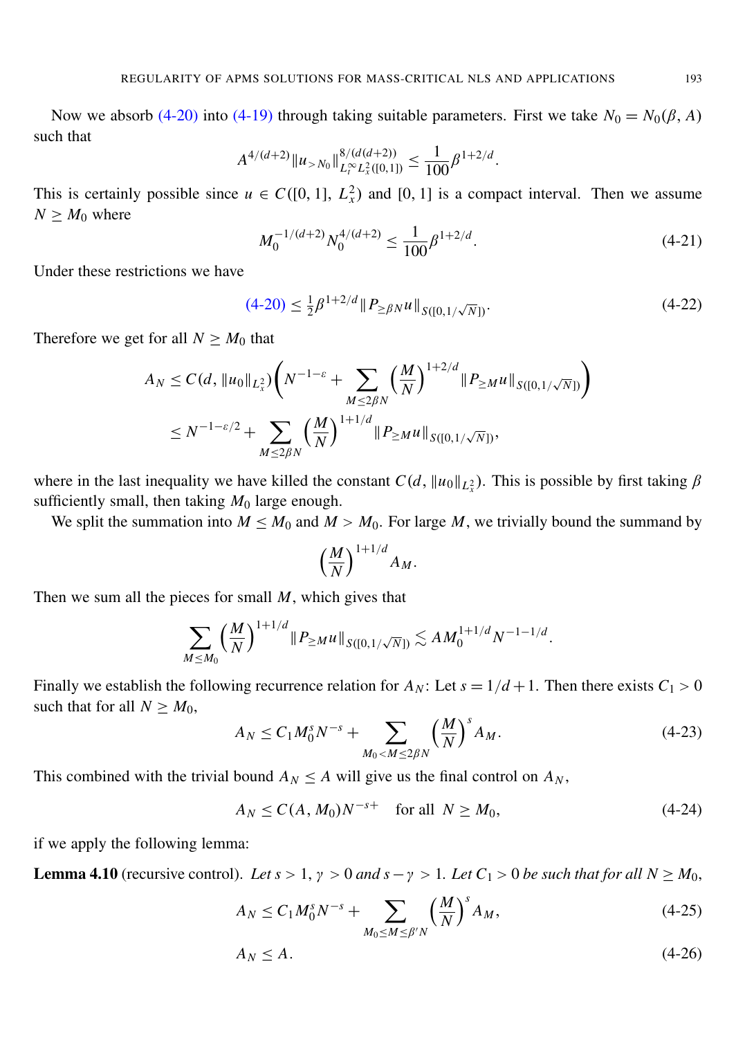Now we absorb (4-20) into (4-19) through taking suitable parameters. First we take $N_0 = N_0(\beta, A)$ such that

$$A^{4/(d+2)} \|u_{>N_0}\|^{8/(d(d+2))}_{L_t^\infty L_x^2([0,1])} \le \frac{1}{100}\beta^{1+2/d}.$$

This is certainly possible since $u \in C([0,1], L_x^2)$ and $[0,1]$ is a compact interval. Then we assume $N \ge M_0$ where

$$M_0^{-1/(d+2)} N_0^{4/(d+2)} \le \frac{1}{100}\beta^{1+2/d}. \tag{4-21}$$

Under these restrictions we have

$$\text{(4-20)} \le \tfrac{1}{2}\beta^{1+2/d} \|P_{\ge \beta N} u\|_{S([0,1/\sqrt{N}])}. \tag{4-22}$$

Therefore we get for all $N \ge M_0$ that

$$\begin{aligned} A_N &\le C(d, \|u_0\|_{L_x^2}) \Bigg( N^{-1-\varepsilon} + \sum_{M \le 2\beta N} \left(\frac{M}{N}\right)^{1+2/d} \|P_{\ge M} u\|_{S([0,1/\sqrt{N}])} \Bigg) \\ &\le N^{-1-\varepsilon/2} + \sum_{M \le 2\beta N} \left(\frac{M}{N}\right)^{1+1/d} \|P_{\ge M} u\|_{S([0,1/\sqrt{N}])}, \end{aligned}$$

where in the last inequality we have killed the constant $C(d, \|u_0\|_{L_x^2})$. This is possible by first taking $\beta$ sufficiently small, then taking $M_0$ large enough.

We split the summation into $M \le M_0$ and $M > M_0$. For large $M$, we trivially bound the summand by

$$\left(\frac{M}{N}\right)^{1+1/d} A_M.$$

Then we sum all the pieces for small $M$, which gives that

$$\sum_{M \le M_0} \left(\frac{M}{N}\right)^{1+1/d} \|P_{\ge M} u\|_{S([0,1/\sqrt{N}])} \lesssim A M_0^{1+1/d} N^{-1-1/d}.$$

Finally we establish the following recurrence relation for $A_N$: Let $s = 1/d + 1$. Then there exists $C_1 > 0$ such that for all $N \ge M_0$,

$$A_N \le C_1 M_0^s N^{-s} + \sum_{M_0 < M \le 2\beta N} \left(\frac{M}{N}\right)^s A_M. \tag{4-23}$$

This combined with the trivial bound $A_N \le A$ will give us the final control on $A_N$,

$$A_N \le C(A, M_0) N^{-s+} \quad \text{for all } N \ge M_0, \tag{4-24}$$

if we apply the following lemma:

**Lemma 4.10** (recursive control). *Let $s > 1$, $\gamma > 0$ and $s - \gamma > 1$. Let $C_1 > 0$ be such that for all $N \ge M_0$,*

$$A_N \le C_1 M_0^s N^{-s} + \sum_{M_0 \le M \le \beta' N} \left(\frac{M}{N}\right)^s A_M, \tag{4-25}$$

$$A_N \le A. \tag{4-26}$$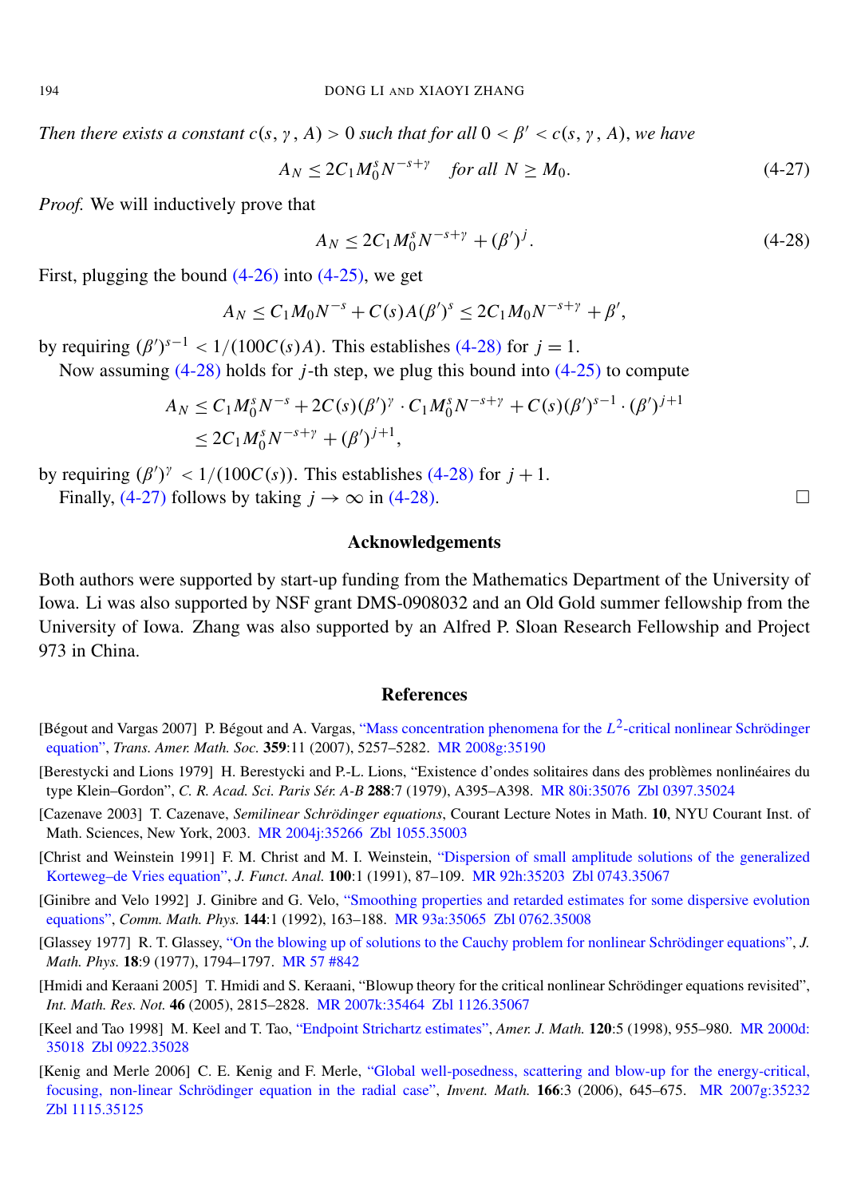*Then there exists a constant $c(s, \gamma, A) > 0$ such that for all $0 < \beta' < c(s, \gamma, A)$, we have*

$$A_N \le 2C_1 M_0^s N^{-s+\gamma} \quad \textit{for all } N \ge M_0. \tag{4-27}$$

*Proof.* We will inductively prove that

$$A_N \le 2C_1 M_0^s N^{-s+\gamma} + (\beta')^j. \tag{4-28}$$

First, plugging the bound (4-26) into (4-25), we get

$$A_N \le C_1 M_0 N^{-s} + C(s) A (\beta')^s \le 2C_1 M_0 N^{-s+\gamma} + \beta',$$

by requiring $(\beta')^{s-1} < 1/(100C(s)A)$. This establishes (4-28) for $j = 1$.

Now assuming (4-28) holds for $j$-th step, we plug this bound into (4-25) to compute

$$\begin{aligned} A_N &\le C_1 M_0^s N^{-s} + 2C(s)(\beta')^\gamma \cdot C_1 M_0^s N^{-s+\gamma} + C(s)(\beta')^{s-1} \cdot (\beta')^{j+1} \\ &\le 2C_1 M_0^s N^{-s+\gamma} + (\beta')^{j+1}, \end{aligned}$$

by requiring $(\beta')^\gamma < 1/(100C(s))$. This establishes (4-28) for $j + 1$.

Finally, (4-27) follows by taking $j \to \infty$ in (4-28). □

## Acknowledgements

Both authors were supported by start-up funding from the Mathematics Department of the University of Iowa. Li was also supported by NSF grant DMS-0908032 and an Old Gold summer fellowship from the University of Iowa. Zhang was also supported by an Alfred P. Sloan Research Fellowship and Project 973 in China.

## References

[Bégout and Vargas 2007] P. Bégout and A. Vargas, "Mass concentration phenomena for the $L^2$-critical nonlinear Schrödinger equation", *Trans. Amer. Math. Soc.* **359**:11 (2007), 5257–5282. MR 2008g:35190

[Berestycki and Lions 1979] H. Berestycki and P.-L. Lions, "Existence d'ondes solitaires dans des problèmes nonlinéaires du type Klein–Gordon", *C. R. Acad. Sci. Paris Sér. A-B* **288**:7 (1979), A395–A398. MR 80i:35076 Zbl 0397.35024

[Cazenave 2003] T. Cazenave, *Semilinear Schrödinger equations*, Courant Lecture Notes in Math. **10**, NYU Courant Inst. of Math. Sciences, New York, 2003. MR 2004j:35266 Zbl 1055.35003

[Christ and Weinstein 1991] F. M. Christ and M. I. Weinstein, "Dispersion of small amplitude solutions of the generalized Korteweg–de Vries equation", *J. Funct. Anal.* **100**:1 (1991), 87–109. MR 92h:35203 Zbl 0743.35067

[Ginibre and Velo 1992] J. Ginibre and G. Velo, "Smoothing properties and retarded estimates for some dispersive evolution equations", *Comm. Math. Phys.* **144**:1 (1992), 163–188. MR 93a:35065 Zbl 0762.35008

[Glassey 1977] R. T. Glassey, "On the blowing up of solutions to the Cauchy problem for nonlinear Schrödinger equations", *J. Math. Phys.* **18**:9 (1977), 1794–1797. MR 57 #842

[Hmidi and Keraani 2005] T. Hmidi and S. Keraani, "Blowup theory for the critical nonlinear Schrödinger equations revisited", *Int. Math. Res. Not.* **46** (2005), 2815–2828. MR 2007k:35464 Zbl 1126.35067

[Keel and Tao 1998] M. Keel and T. Tao, "Endpoint Strichartz estimates", *Amer. J. Math.* **120**:5 (1998), 955–980. MR 2000d:35018 Zbl 0922.35028

[Kenig and Merle 2006] C. E. Kenig and F. Merle, "Global well-posedness, scattering and blow-up for the energy-critical, focusing, non-linear Schrödinger equation in the radial case", *Invent. Math.* **166**:3 (2006), 645–675. MR 2007g:35232 Zbl 1115.35125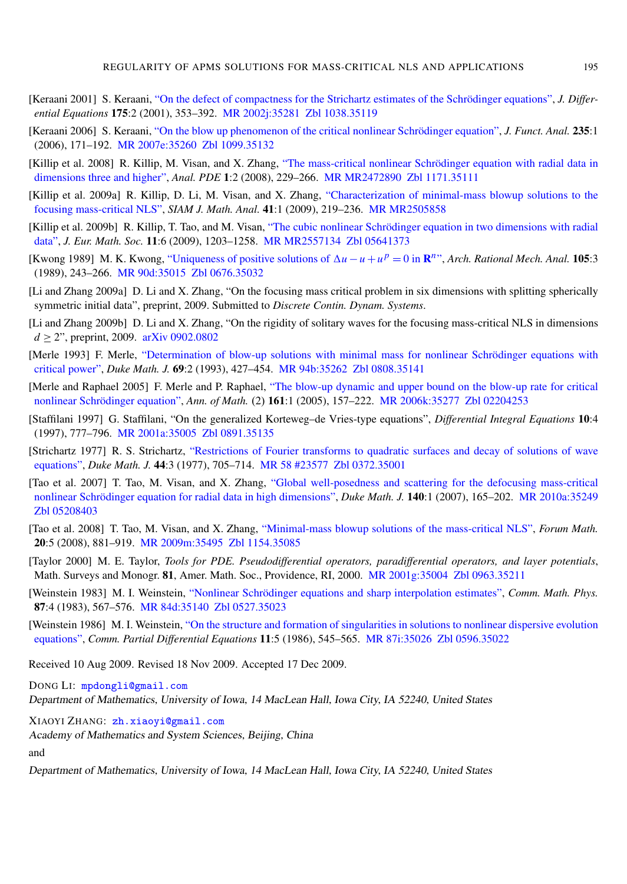[Keraani 2001] S. Keraani, "On the defect of compactness for the Strichartz estimates of the Schrödinger equations", *J. Differential Equations* **175**:2 (2001), 353–392. MR 2002j:35281 Zbl 1038.35119

[Keraani 2006] S. Keraani, "On the blow up phenomenon of the critical nonlinear Schrödinger equation", *J. Funct. Anal.* **235**:1 (2006), 171–192. MR 2007e:35260 Zbl 1099.35132

[Killip et al. 2008] R. Killip, M. Visan, and X. Zhang, "The mass-critical nonlinear Schrödinger equation with radial data in dimensions three and higher", *Anal. PDE* **1**:2 (2008), 229–266. MR MR2472890 Zbl 1171.35111

[Killip et al. 2009a] R. Killip, D. Li, M. Visan, and X. Zhang, "Characterization of minimal-mass blowup solutions to the focusing mass-critical NLS", *SIAM J. Math. Anal.* **41**:1 (2009), 219–236. MR MR2505858

[Killip et al. 2009b] R. Killip, T. Tao, and M. Visan, "The cubic nonlinear Schrödinger equation in two dimensions with radial data", *J. Eur. Math. Soc.* **11**:6 (2009), 1203–1258. MR MR2557134 Zbl 05641373

[Kwong 1989] M. K. Kwong, "Uniqueness of positive solutions of $\Delta u - u + u^p = 0$ in $\mathbf{R}^n$", *Arch. Rational Mech. Anal.* **105**:3 (1989), 243–266. MR 90d:35015 Zbl 0676.35032

[Li and Zhang 2009a] D. Li and X. Zhang, "On the focusing mass critical problem in six dimensions with splitting spherically symmetric initial data", preprint, 2009. Submitted to *Discrete Contin. Dynam. Systems*.

[Li and Zhang 2009b] D. Li and X. Zhang, "On the rigidity of solitary waves for the focusing mass-critical NLS in dimensions $d \geq 2$", preprint, 2009. arXiv 0902.0802

[Merle 1993] F. Merle, "Determination of blow-up solutions with minimal mass for nonlinear Schrödinger equations with critical power", *Duke Math. J.* **69**:2 (1993), 427–454. MR 94b:35262 Zbl 0808.35141

[Merle and Raphael 2005] F. Merle and P. Raphael, "The blow-up dynamic and upper bound on the blow-up rate for critical nonlinear Schrödinger equation", *Ann. of Math.* (2) **161**:1 (2005), 157–222. MR 2006k:35277 Zbl 02204253

[Staffilani 1997] G. Staffilani, "On the generalized Korteweg–de Vries-type equations", *Differential Integral Equations* **10**:4 (1997), 777–796. MR 2001a:35005 Zbl 0891.35135

[Strichartz 1977] R. S. Strichartz, "Restrictions of Fourier transforms to quadratic surfaces and decay of solutions of wave equations", *Duke Math. J.* **44**:3 (1977), 705–714. MR 58 #23577 Zbl 0372.35001

[Tao et al. 2007] T. Tao, M. Visan, and X. Zhang, "Global well-posedness and scattering for the defocusing mass-critical nonlinear Schrödinger equation for radial data in high dimensions", *Duke Math. J.* **140**:1 (2007), 165–202. MR 2010a:35249 Zbl 05208403

[Tao et al. 2008] T. Tao, M. Visan, and X. Zhang, "Minimal-mass blowup solutions of the mass-critical NLS", *Forum Math.* **20**:5 (2008), 881–919. MR 2009m:35495 Zbl 1154.35085

[Taylor 2000] M. E. Taylor, *Tools for PDE. Pseudodifferential operators, paradifferential operators, and layer potentials*, Math. Surveys and Monogr. **81**, Amer. Math. Soc., Providence, RI, 2000. MR 2001g:35004 Zbl 0963.35211

[Weinstein 1983] M. I. Weinstein, "Nonlinear Schrödinger equations and sharp interpolation estimates", *Comm. Math. Phys.* **87**:4 (1983), 567–576. MR 84d:35140 Zbl 0527.35023

[Weinstein 1986] M. I. Weinstein, "On the structure and formation of singularities in solutions to nonlinear dispersive evolution equations", *Comm. Partial Differential Equations* **11**:5 (1986), 545–565. MR 87i:35026 Zbl 0596.35022

Received 10 Aug 2009. Revised 18 Nov 2009. Accepted 17 Dec 2009.

DONG LI: mpdongli@gmail.com
*Department of Mathematics, University of Iowa, 14 MacLean Hall, Iowa City, IA 52240, United States*

XIAOYI ZHANG: zh.xiaoyi@gmail.com
*Academy of Mathematics and System Sciences, Beijing, China*

and

*Department of Mathematics, University of Iowa, 14 MacLean Hall, Iowa City, IA 52240, United States*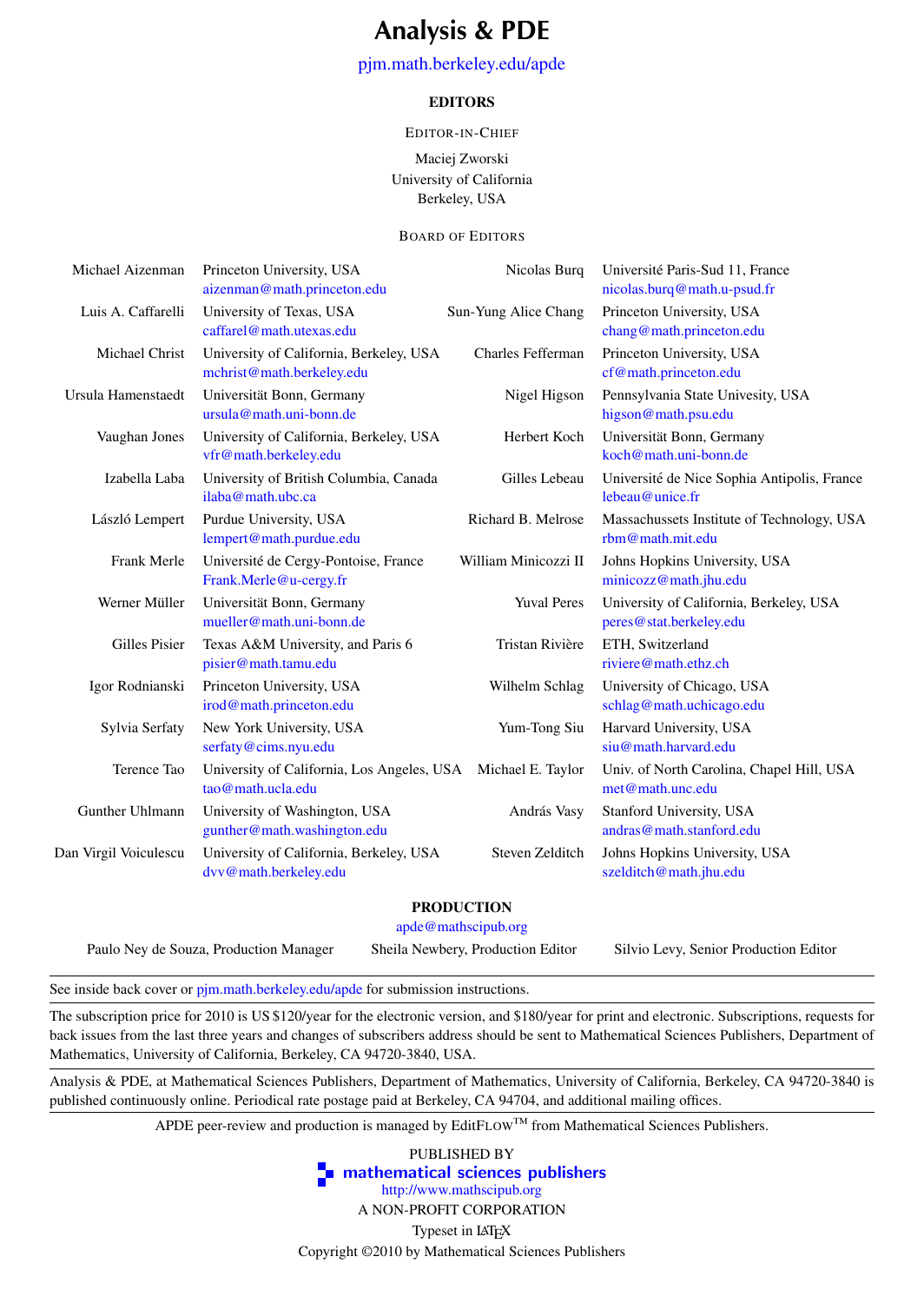# Analysis & PDE

pjm.math.berkeley.edu/apde

### EDITORS

EDITOR-IN-CHIEF

Maciej Zworski
University of California
Berkeley, USA

BOARD OF EDITORS

| | | | |
|---|---|---|---|
| Michael Aizenman | Princeton University, USA<br>aizenman@math.princeton.edu | Nicolas Burq | Université Paris-Sud 11, France<br>nicolas.burq@math.u-psud.fr |
| Luis A. Caffarelli | University of Texas, USA<br>caffarel@math.utexas.edu | Sun-Yung Alice Chang | Princeton University, USA<br>chang@math.princeton.edu |
| Michael Christ | University of California, Berkeley, USA<br>mchrist@math.berkeley.edu | Charles Fefferman | Princeton University, USA<br>cf@math.princeton.edu |
| Ursula Hamenstaedt | Universität Bonn, Germany<br>ursula@math.uni-bonn.de | Nigel Higson | Pennsylvania State Univesity, USA<br>higson@math.psu.edu |
| Vaughan Jones | University of California, Berkeley, USA<br>vfr@math.berkeley.edu | Herbert Koch | Universität Bonn, Germany<br>koch@math.uni-bonn.de |
| Izabella Laba | University of British Columbia, Canada<br>ilaba@math.ubc.ca | Gilles Lebeau | Université de Nice Sophia Antipolis, France<br>lebeau@unice.fr |
| László Lempert | Purdue University, USA<br>lempert@math.purdue.edu | Richard B. Melrose | Massachussets Institute of Technology, USA<br>rbm@math.mit.edu |
| Frank Merle | Université de Cergy-Pontoise, France<br>Frank.Merle@u-cergy.fr | William Minicozzi II | Johns Hopkins University, USA<br>minicozz@math.jhu.edu |
| Werner Müller | Universität Bonn, Germany<br>mueller@math.uni-bonn.de | Yuval Peres | University of California, Berkeley, USA<br>peres@stat.berkeley.edu |
| Gilles Pisier | Texas A&M University, and Paris 6<br>pisier@math.tamu.edu | Tristan Rivière | ETH, Switzerland<br>riviere@math.ethz.ch |
| Igor Rodnianski | Princeton University, USA<br>irod@math.princeton.edu | Wilhelm Schlag | University of Chicago, USA<br>schlag@math.uchicago.edu |
| Sylvia Serfaty | New York University, USA<br>serfaty@cims.nyu.edu | Yum-Tong Siu | Harvard University, USA<br>siu@math.harvard.edu |
| Terence Tao | University of California, Los Angeles, USA<br>tao@math.ucla.edu | Michael E. Taylor | Univ. of North Carolina, Chapel Hill, USA<br>met@math.unc.edu |
| Gunther Uhlmann | University of Washington, USA<br>gunther@math.washington.edu | András Vasy | Stanford University, USA<br>andras@math.stanford.edu |
| Dan Virgil Voiculescu | University of California, Berkeley, USA<br>dvv@math.berkeley.edu | Steven Zelditch | Johns Hopkins University, USA<br>szelditch@math.jhu.edu |

### PRODUCTION

apde@mathscipub.org

Paulo Ney de Souza, Production Manager — Sheila Newbery, Production Editor — Silvio Levy, Senior Production Editor

---

See inside back cover or pjm.math.berkeley.edu/apde for submission instructions.

---

The subscription price for 2010 is US $120/year for the electronic version, and $180/year for print and electronic. Subscriptions, requests for back issues from the last three years and changes of subscribers address should be sent to Mathematical Sciences Publishers, Department of Mathematics, University of California, Berkeley, CA 94720-3840, USA.

---

Analysis & PDE, at Mathematical Sciences Publishers, Department of Mathematics, University of California, Berkeley, CA 94720-3840 is published continuously online. Periodical rate postage paid at Berkeley, CA 94704, and additional mailing offices.

---

APDE peer-review and production is managed by EditFLOW™ from Mathematical Sciences Publishers.

PUBLISHED BY

**mathematical sciences publishers**

http://www.mathscipub.org

A NON-PROFIT CORPORATION

Typeset in LaTeX

Copyright ©2010 by Mathematical Sciences Publishers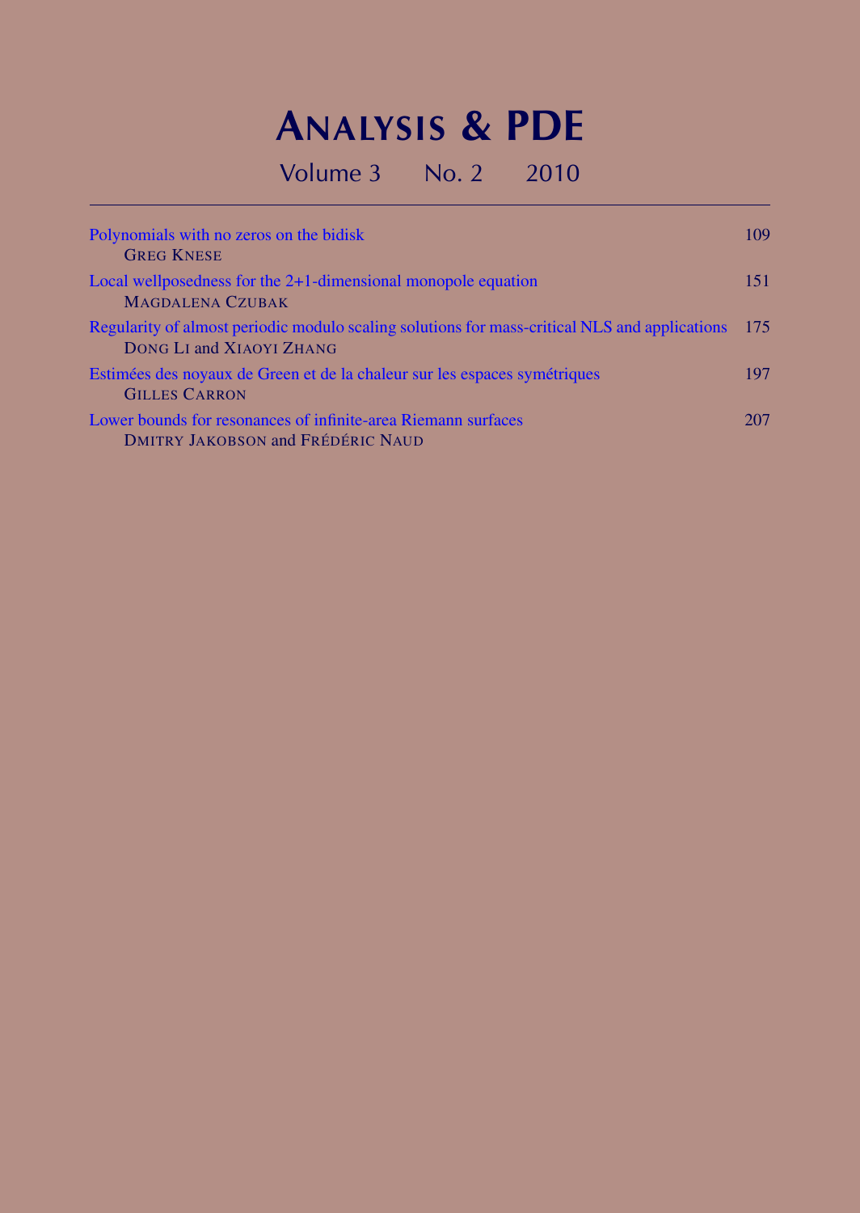# Analysis & PDE

Volume 3 No. 2 2010

---

| | |
|---|---|
| Polynomials with no zeros on the bidisk<br>GREG KNESE | 109 |
| Local wellposedness for the 2+1-dimensional monopole equation<br>MAGDALENA CZUBAK | 151 |
| Regularity of almost periodic modulo scaling solutions for mass-critical NLS and applications<br>DONG LI and XIAOYI ZHANG | 175 |
| Estimées des noyaux de Green et de la chaleur sur les espaces symétriques<br>GILLES CARRON | 197 |
| Lower bounds for resonances of infinite-area Riemann surfaces<br>DMITRY JAKOBSON and FRÉDÉRIC NAUD | 207 |